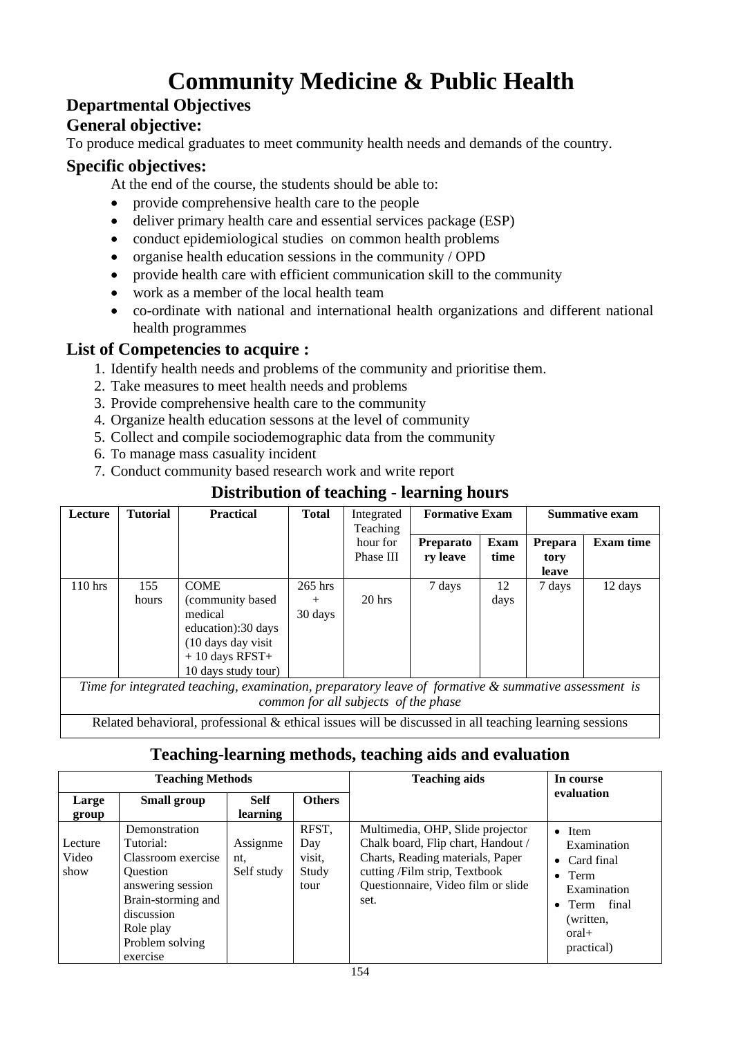# Community Medicine & Public Health

## Departmental Objectives

### General objective:

To produce medical graduates to meet community health needs and demands of the country.

### Specific objectives:

At the end of the course, the students should be able to:

- provide comprehensive health care to the people
- deliver primary health care and essential services package (ESP)
- conduct epidemiological studies on common health problems
- organise health education sessions in the community / OPD
- provide health care with efficient communication skill to the community
- work as a member of the local health team
- co-ordinate with national and international health organizations and different national health programmes

### List of Competencies to acquire :

1. Identify health needs and problems of the community and prioritise them.
2. Take measures to meet health needs and problems
3. Provide comprehensive health care to the community
4. Organize health education sessons at the level of community
5. Collect and compile sociodemographic data from the community
6. To manage mass casuality incident
7. Conduct community based research work and write report

## Distribution of teaching - learning hours

| Lecture | Tutorial | Practical | Total | Integrated Teaching hour for Phase III | Formative Exam | | Summative exam | |
|---|---|---|---|---|---|---|---|---|
| | | | | | Preparatory leave | Exam time | Preparatory leave | Exam time |
| 110 hrs | 155 hours | COME (community based medical education):30 days (10 days day visit + 10 days RFST+ 10 days study tour) | 265 hrs + 30 days | 20 hrs | 7 days | 12 days | 7 days | 12 days |
| *Time for integrated teaching, examination, preparatory leave of formative & summative assessment is common for all subjects of the phase* | | | | | | | | |
| Related behavioral, professional & ethical issues will be discussed in all teaching learning sessions | | | | | | | | |

## Teaching-learning methods, teaching aids and evaluation

| Teaching Methods | | | | Teaching aids | In course evaluation |
|---|---|---|---|---|---|
| Large group | Small group | Self learning | Others | | |
| Lecture Video show | Demonstration Tutorial: Classroom exercise Question answering session Brain-storming and discussion Role play Problem solving exercise | Assignment, Self study | RFST, Day visit, Study tour | Multimedia, OHP, Slide projector Chalk board, Flip chart, Handout / Charts, Reading materials, Paper cutting /Film strip, Textbook Questionnaire, Video film or slide set. | • Item Examination<br>• Card final<br>• Term Examination<br>• Term final (written, oral+ practical) |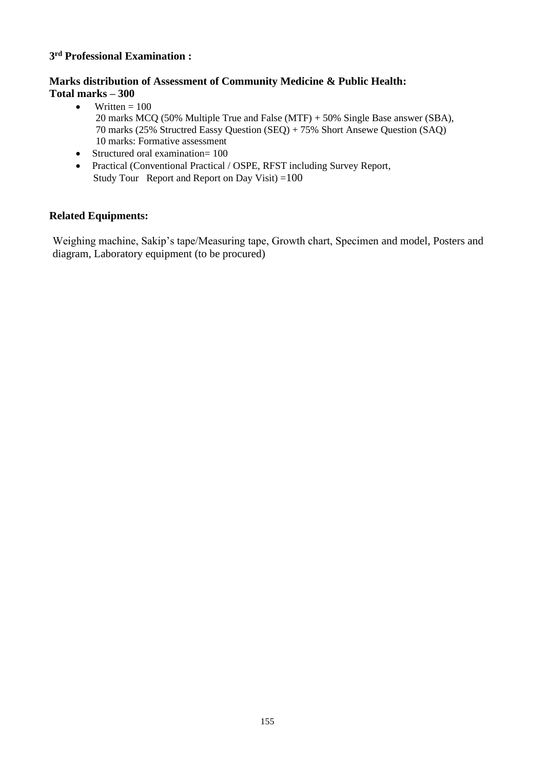**3rd Professional Examination :**

**Marks distribution of Assessment of Community Medicine & Public Health:**
**Total marks – 300**

- Written = 100
  20 marks MCQ (50% Multiple True and False (MTF) + 50% Single Base answer (SBA),
  70 marks (25% Structred Eassy Question (SEQ) + 75% Short Ansewe Question (SAQ)
  10 marks: Formative assessment
- Structured oral examination= 100
- Practical (Conventional Practical / OSPE, RFST including Survey Report, Study Tour Report and Report on Day Visit) =100

**Related Equipments:**

Weighing machine, Sakip's tape/Measuring tape, Growth chart, Specimen and model, Posters and diagram, Laboratory equipment (to be procured)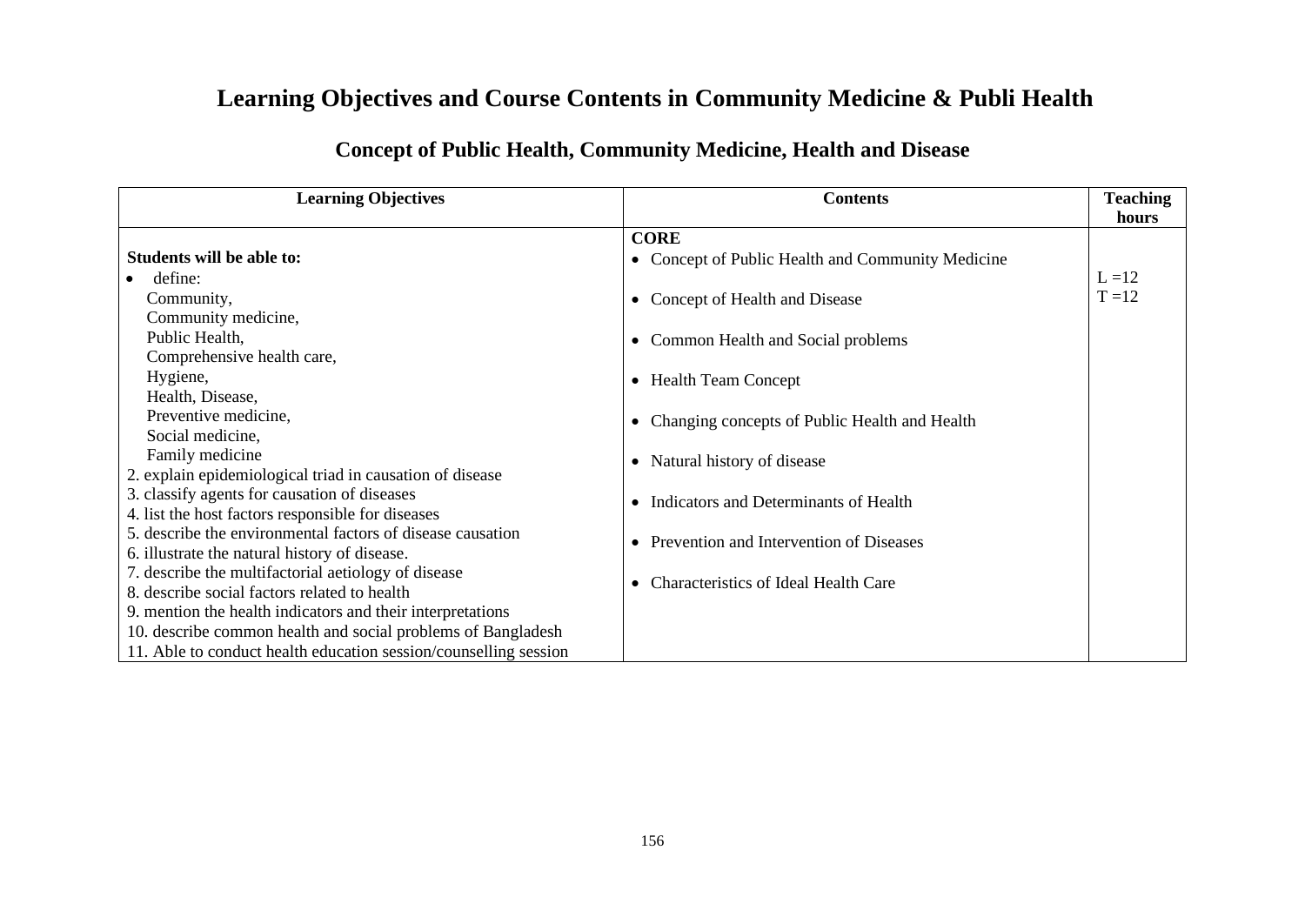# Learning Objectives and Course Contents in Community Medicine & Publi Health

## Concept of Public Health, Community Medicine, Health and Disease

| Learning Objectives | Contents | Teaching hours |
|---|---|---|
| **Students will be able to:**<br>• define:<br>Community,<br>Community medicine,<br>Public Health,<br>Comprehensive health care,<br>Hygiene,<br>Health, Disease,<br>Preventive medicine,<br>Social medicine,<br>Family medicine<br>2. explain epidemiological triad in causation of disease<br>3. classify agents for causation of diseases<br>4. list the host factors responsible for diseases<br>5. describe the environmental factors of disease causation<br>6. illustrate the natural history of disease.<br>7. describe the multifactorial aetiology of disease<br>8. describe social factors related to health<br>9. mention the health indicators and their interpretations<br>10. describe common health and social problems of Bangladesh<br>11. Able to conduct health education session/counselling session | **CORE**<br>• Concept of Public Health and Community Medicine<br>• Concept of Health and Disease<br>• Common Health and Social problems<br>• Health Team Concept<br>• Changing concepts of Public Health and Health<br>• Natural history of disease<br>• Indicators and Determinants of Health<br>• Prevention and Intervention of Diseases<br>• Characteristics of Ideal Health Care | L =12<br>T =12 |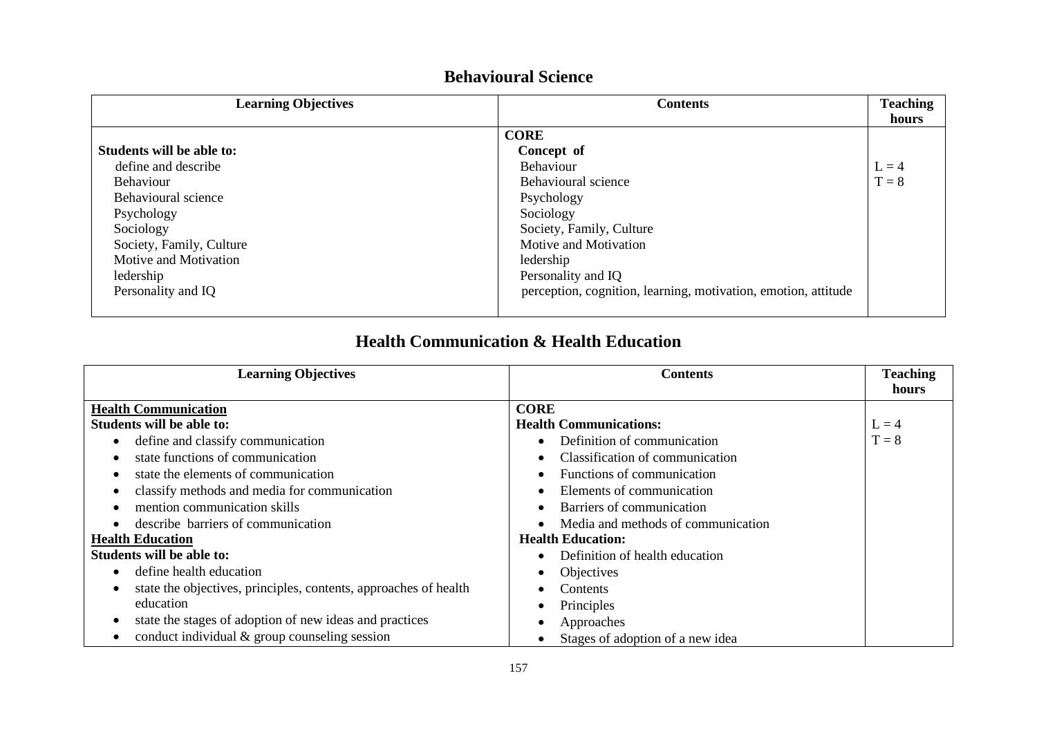## Behavioural Science

| Learning Objectives | Contents | Teaching hours |
|---|---|---|
| **Students will be able to:**<br>define and describe<br>Behaviour<br>Behavioural science<br>Psychology<br>Sociology<br>Society, Family, Culture<br>Motive and Motivation<br>ledership<br>Personality and IQ | **CORE**<br>**Concept of**<br>Behaviour<br>Behavioural science<br>Psychology<br>Sociology<br>Society, Family, Culture<br>Motive and Motivation<br>ledership<br>Personality and IQ<br>perception, cognition, learning, motivation, emotion, attitude | L = 4<br>T = 8 |

## Health Communication & Health Education

| Learning Objectives | Contents | Teaching hours |
|---|---|---|
| **<u>Health Communication</u>**<br>**Students will be able to:**<br>• define and classify communication<br>• state functions of communication<br>• state the elements of communication<br>• classify methods and media for communication<br>• mention communication skills<br>• describe barriers of communication<br>**<u>Health Education</u>**<br>**Students will be able to:**<br>• define health education<br>• state the objectives, principles, contents, approaches of health education<br>• state the stages of adoption of new ideas and practices<br>• conduct individual & group counseling session | **CORE**<br>**Health Communications:**<br>• Definition of communication<br>• Classification of communication<br>• Functions of communication<br>• Elements of communication<br>• Barriers of communication<br>• Media and methods of communication<br>**Health Education:**<br>• Definition of health education<br>• Objectives<br>• Contents<br>• Principles<br>• Approaches<br>• Stages of adoption of a new idea | L = 4<br>T = 8 |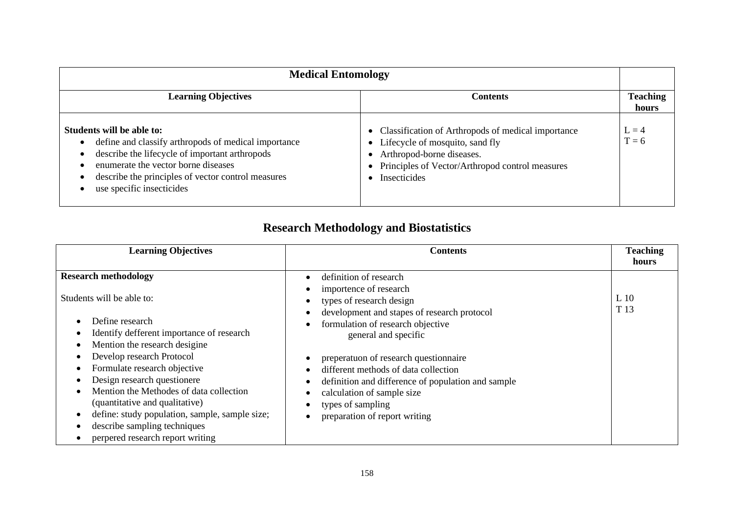| Medical Entomology | | |
|---|---|---|
| **Learning Objectives** | **Contents** | **Teaching hours** |
| **Students will be able to:**<br>• define and classify arthropods of medical importance<br>• describe the lifecycle of important arthropods<br>• enumerate the vector borne diseases<br>• describe the principles of vector control measures<br>• use specific insecticides | • Classification of Arthropods of medical importance<br>• Lifecycle of mosquito, sand fly<br>• Arthropod-borne diseases.<br>• Principles of Vector/Arthropod control measures<br>• Insecticides | L = 4<br>T = 6 |

## Research Methodology and Biostatistics

| Learning Objectives | Contents | Teaching hours |
|---|---|---|
| **Research methodology**<br><br>Students will be able to:<br><br>• Define research<br>• Identify defferent importance of research<br>• Mention the research desigine<br>• Develop research Protocol<br>• Formulate research objective<br>• Design research questionere<br>• Mention the Methodes of data collection (quantitative and qualitative)<br>• define: study population, sample, sample size;<br>• describe sampling techniques<br>• perpered research report writing | • definition of research<br>• importence of research<br>• types of research design<br>• development and stapes of research protocol<br>• formulation of research objective<br>general and specific<br><br>• preperatuon of research questionnaire<br>• different methods of data collection<br>• definition and difference of population and sample<br>• calculation of sample size<br>• types of sampling<br>• preparation of report writing | L 10<br>T 13 |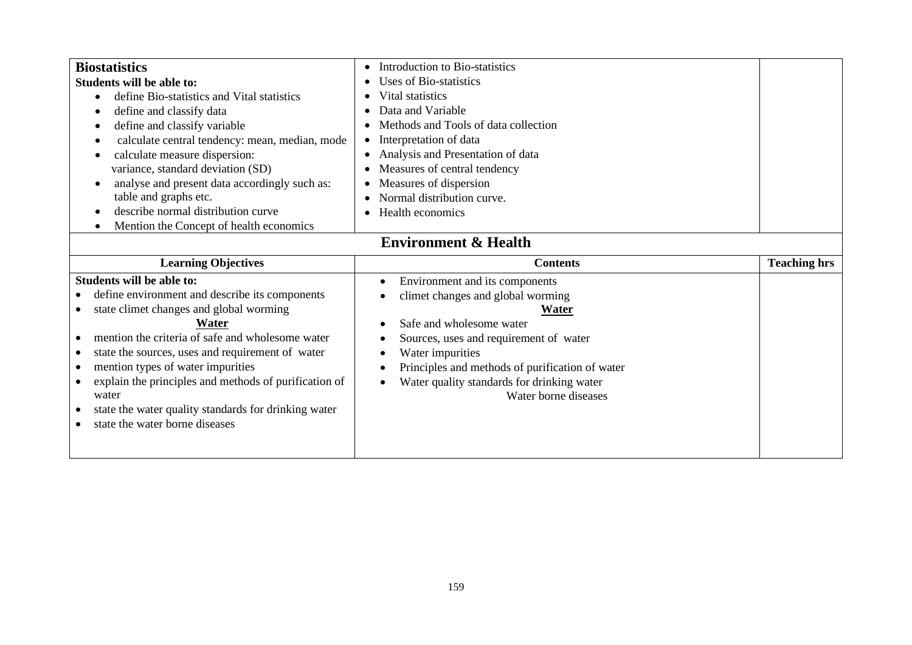| **Biostatistics**<br>**Students will be able to:**<br>• define Bio-statistics and Vital statistics<br>• define and classify data<br>• define and classify variable<br>• calculate central tendency: mean, median, mode<br>• calculate measure dispersion: variance, standard deviation (SD)<br>• analyse and present data accordingly such as: table and graphs etc.<br>• describe normal distribution curve<br>• Mention the Concept of health economics | • Introduction to Bio-statistics<br>• Uses of Bio-statistics<br>• Vital statistics<br>• Data and Variable<br>• Methods and Tools of data collection<br>• Interpretation of data<br>• Analysis and Presentation of data<br>• Measures of central tendency<br>• Measures of dispersion<br>• Normal distribution curve.<br>• Health economics | |
|---|---|---|

## Environment & Health

| Learning Objectives | Contents | Teaching hrs |
|---|---|---|
| **Students will be able to:**<br>• define environment and describe its components<br>• state climet changes and global worming<br>**Water**<br>• mention the criteria of safe and wholesome water<br>• state the sources, uses and requirement of water<br>• mention types of water impurities<br>• explain the principles and methods of purification of water<br>• state the water quality standards for drinking water<br>• state the water borne diseases | • Environment and its components<br>• climet changes and global worming<br>**Water**<br>• Safe and wholesome water<br>• Sources, uses and requirement of water<br>• Water impurities<br>• Principles and methods of purification of water<br>• Water quality standards for drinking water<br>Water borne diseases | |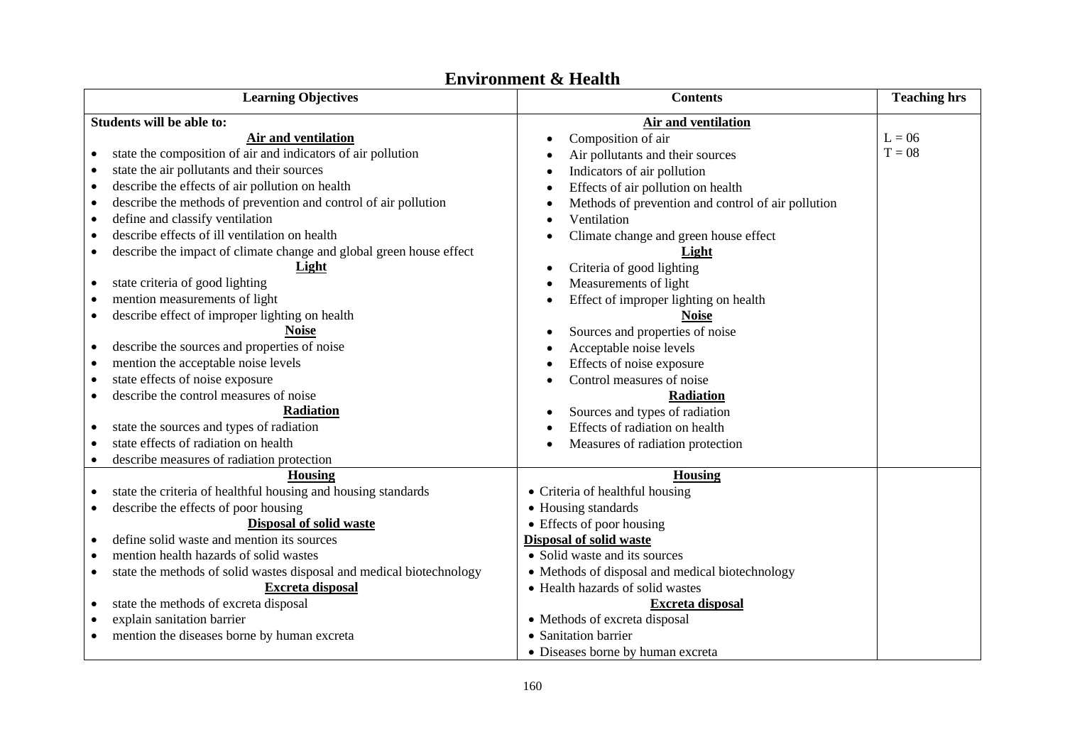# Environment & Health

| Learning Objectives | Contents | Teaching hrs |
|---|---|---|
| **Students will be able to:**<br>**Air and ventilation**<br>• state the composition of air and indicators of air pollution<br>• state the air pollutants and their sources<br>• describe the effects of air pollution on health<br>• describe the methods of prevention and control of air pollution<br>• define and classify ventilation<br>• describe effects of ill ventilation on health<br>• describe the impact of climate change and global green house effect<br>**Light**<br>• state criteria of good lighting<br>• mention measurements of light<br>• describe effect of improper lighting on health<br>**Noise**<br>• describe the sources and properties of noise<br>• mention the acceptable noise levels<br>• state effects of noise exposure<br>• describe the control measures of noise<br>**Radiation**<br>• state the sources and types of radiation<br>• state effects of radiation on health<br>• describe measures of radiation protection | **Air and ventilation**<br>• Composition of air<br>• Air pollutants and their sources<br>• Indicators of air pollution<br>• Effects of air pollution on health<br>• Methods of prevention and control of air pollution<br>• Ventilation<br>• Climate change and green house effect<br>**Light**<br>• Criteria of good lighting<br>• Measurements of light<br>• Effect of improper lighting on health<br>**Noise**<br>• Sources and properties of noise<br>• Acceptable noise levels<br>• Effects of noise exposure<br>• Control measures of noise<br>**Radiation**<br>• Sources and types of radiation<br>• Effects of radiation on health<br>• Measures of radiation protection | L = 06<br>T = 08 |
| **Housing**<br>• state the criteria of healthful housing and housing standards<br>• describe the effects of poor housing<br>**Disposal of solid waste**<br>• define solid waste and mention its sources<br>• mention health hazards of solid wastes<br>• state the methods of solid wastes disposal and medical biotechnology<br>**Excreta disposal**<br>• state the methods of excreta disposal<br>• explain sanitation barrier<br>• mention the diseases borne by human excreta | **Housing**<br>• Criteria of healthful housing<br>• Housing standards<br>• Effects of poor housing<br>**Disposal of solid waste**<br>• Solid waste and its sources<br>• Methods of disposal and medical biotechnology<br>• Health hazards of solid wastes<br>**Excreta disposal**<br>• Methods of excreta disposal<br>• Sanitation barrier<br>• Diseases borne by human excreta | |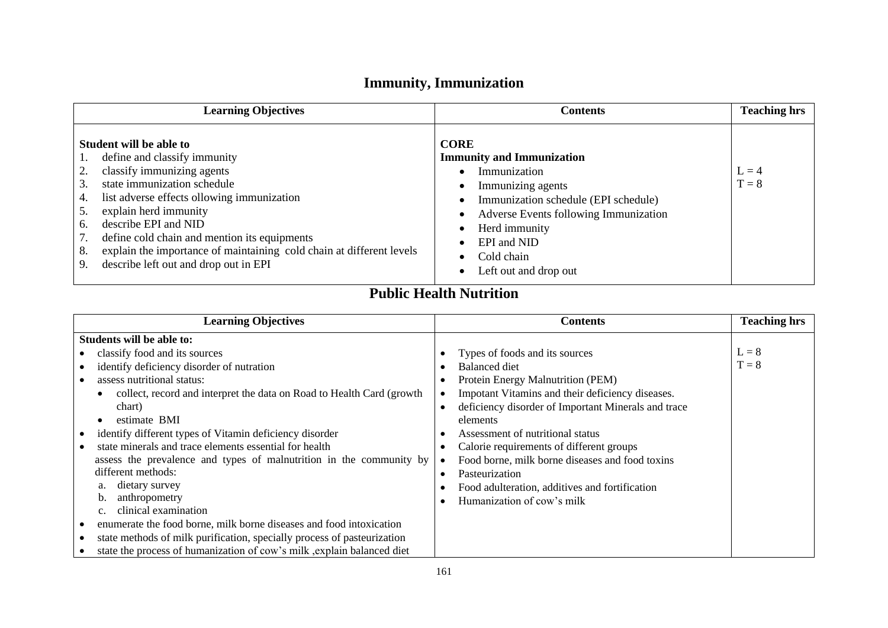## Immunity, Immunization

| Learning Objectives | Contents | Teaching hrs |
|---|---|---|
| **Student will be able to**<br>1. define and classify immunity<br>2. classify immunizing agents<br>3. state immunization schedule<br>4. list adverse effects ollowing immunization<br>5. explain herd immunity<br>6. describe EPI and NID<br>7. define cold chain and mention its equipments<br>8. explain the importance of maintaining cold chain at different levels<br>9. describe left out and drop out in EPI | **CORE**<br>**Immunity and Immunization**<br>• Immunization<br>• Immunizing agents<br>• Immunization schedule (EPI schedule)<br>• Adverse Events following Immunization<br>• Herd immunity<br>• EPI and NID<br>• Cold chain<br>• Left out and drop out | L = 4<br>T = 8 |

## Public Health Nutrition

| Learning Objectives | Contents | Teaching hrs |
|---|---|---|
| **Students will be able to:**<br>• classify food and its sources<br>• identify deficiency disorder of nutration<br>• assess nutritional status:<br>  • collect, record and interpret the data on Road to Health Card (growth chart)<br>  • estimate BMI<br>• identify different types of Vitamin deficiency disorder<br>• state minerals and trace elements essential for health<br>assess the prevalence and types of malnutrition in the community by different methods:<br>  a. dietary survey<br>  b. anthropometry<br>  c. clinical examination<br>• enumerate the food borne, milk borne diseases and food intoxication<br>• state methods of milk purification, specially process of pasteurization<br>• state the process of humanization of cow's milk ,explain balanced diet | • Types of foods and its sources<br>• Balanced diet<br>• Protein Energy Malnutrition (PEM)<br>• Impotant Vitamins and their deficiency diseases.<br>• deficiency disorder of Important Minerals and trace elements<br>• Assessment of nutritional status<br>• Calorie requirements of different groups<br>• Food borne, milk borne diseases and food toxins<br>• Pasteurization<br>• Food adulteration, additives and fortification<br>• Humanization of cow's milk | L = 8<br>T = 8 |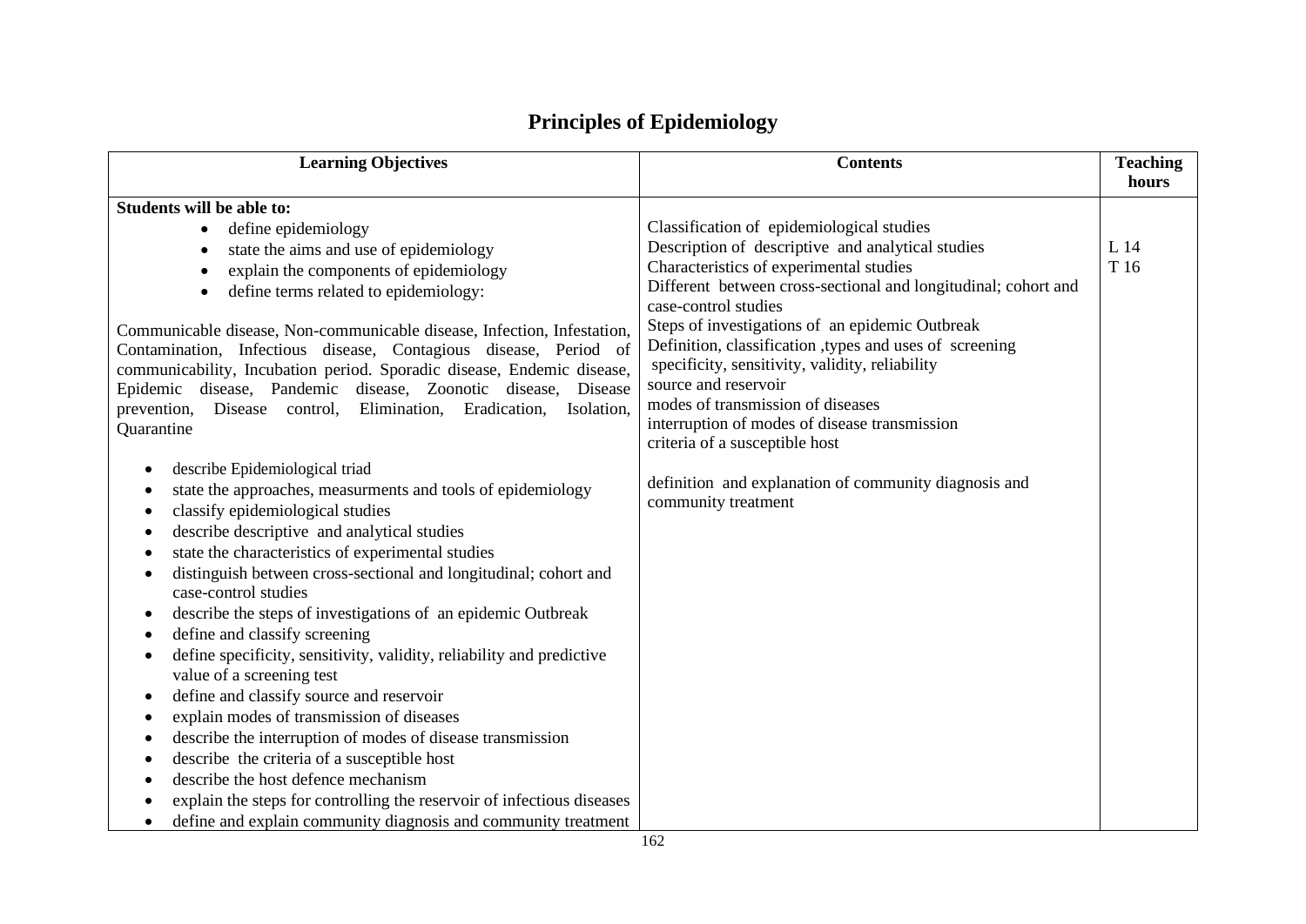# Principles of Epidemiology

| Learning Objectives | Contents | Teaching hours |
|---|---|---|
| **Students will be able to:**<br>• define epidemiology<br>• state the aims and use of epidemiology<br>• explain the components of epidemiology<br>• define terms related to epidemiology:<br><br>Communicable disease, Non-communicable disease, Infection, Infestation, Contamination, Infectious disease, Contagious disease, Period of communicability, Incubation period. Sporadic disease, Endemic disease, Epidemic disease, Pandemic disease, Zoonotic disease, Disease prevention, Disease control, Elimination, Eradication, Isolation, Quarantine<br><br>• describe Epidemiological triad<br>• state the approaches, measurments and tools of epidemiology<br>• classify epidemiological studies<br>• describe descriptive and analytical studies<br>• state the characteristics of experimental studies<br>• distinguish between cross-sectional and longitudinal; cohort and case-control studies<br>• describe the steps of investigations of an epidemic Outbreak<br>• define and classify screening<br>• define specificity, sensitivity, validity, reliability and predictive value of a screening test<br>• define and classify source and reservoir<br>• explain modes of transmission of diseases<br>• describe the interruption of modes of disease transmission<br>• describe the criteria of a susceptible host<br>• describe the host defence mechanism<br>• explain the steps for controlling the reservoir of infectious diseases<br>• define and explain community diagnosis and community treatment | Classification of epidemiological studies<br>Description of descriptive and analytical studies<br>Characteristics of experimental studies<br>Different between cross-sectional and longitudinal; cohort and case-control studies<br>Steps of investigations of an epidemic Outbreak<br>Definition, classification ,types and uses of screening<br>specificity, sensitivity, validity, reliability<br>source and reservoir<br>modes of transmission of diseases<br>interruption of modes of disease transmission<br>criteria of a susceptible host<br><br>definition and explanation of community diagnosis and community treatment | L 14<br>T 16 |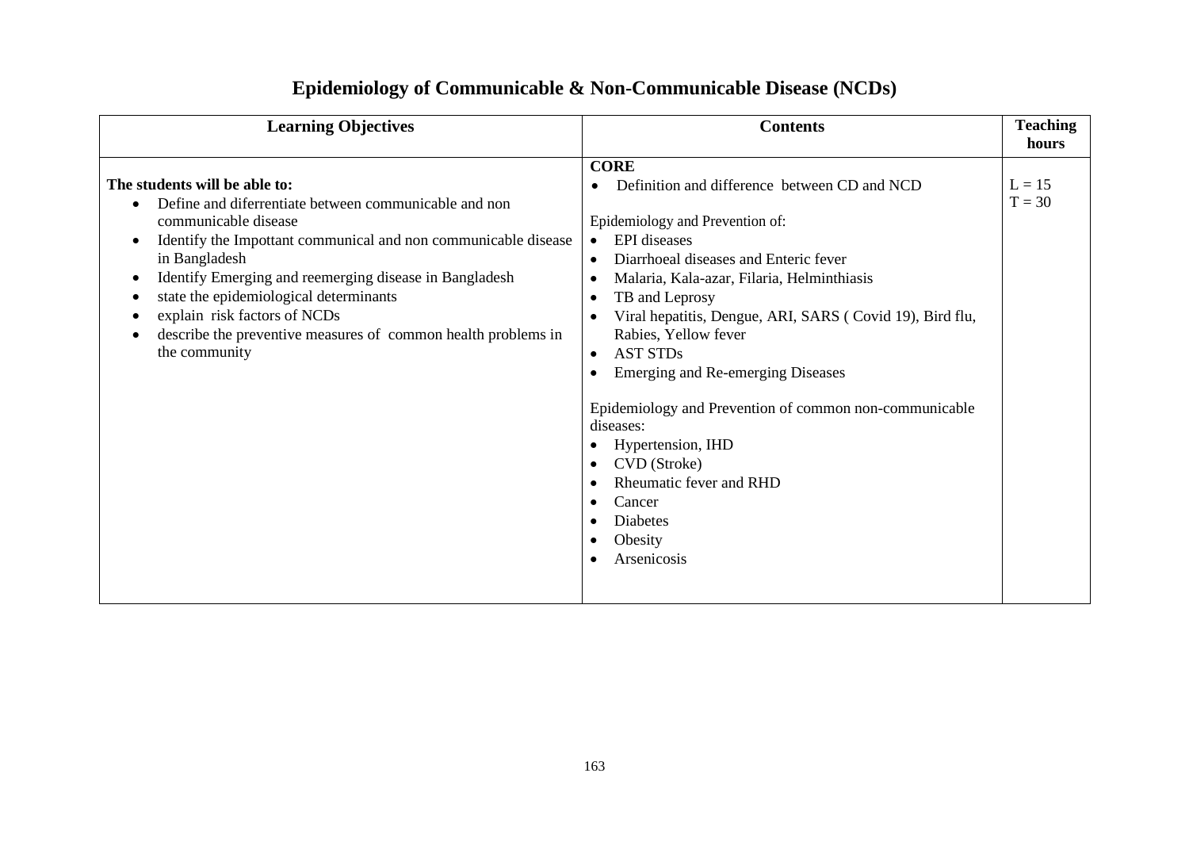# Epidemiology of Communicable & Non-Communicable Disease (NCDs)

| Learning Objectives | Contents | Teaching hours |
|---|---|---|
| **The students will be able to:**<br>• Define and diferrentiate between communicable and non communicable disease<br>• Identify the Impottant communical and non communicable disease in Bangladesh<br>• Identify Emerging and reemerging disease in Bangladesh<br>• state the epidemiological determinants<br>• explain risk factors of NCDs<br>• describe the preventive measures of common health problems in the community | **CORE**<br>• Definition and difference between CD and NCD<br><br>Epidemiology and Prevention of:<br>• EPI diseases<br>• Diarrhoeal diseases and Enteric fever<br>• Malaria, Kala-azar, Filaria, Helminthiasis<br>• TB and Leprosy<br>• Viral hepatitis, Dengue, ARI, SARS ( Covid 19), Bird flu, Rabies, Yellow fever<br>• AST STDs<br>• Emerging and Re-emerging Diseases<br><br>Epidemiology and Prevention of common non-communicable diseases:<br>• Hypertension, IHD<br>• CVD (Stroke)<br>• Rheumatic fever and RHD<br>• Cancer<br>• Diabetes<br>• Obesity<br>• Arsenicosis | L = 15<br>T = 30 |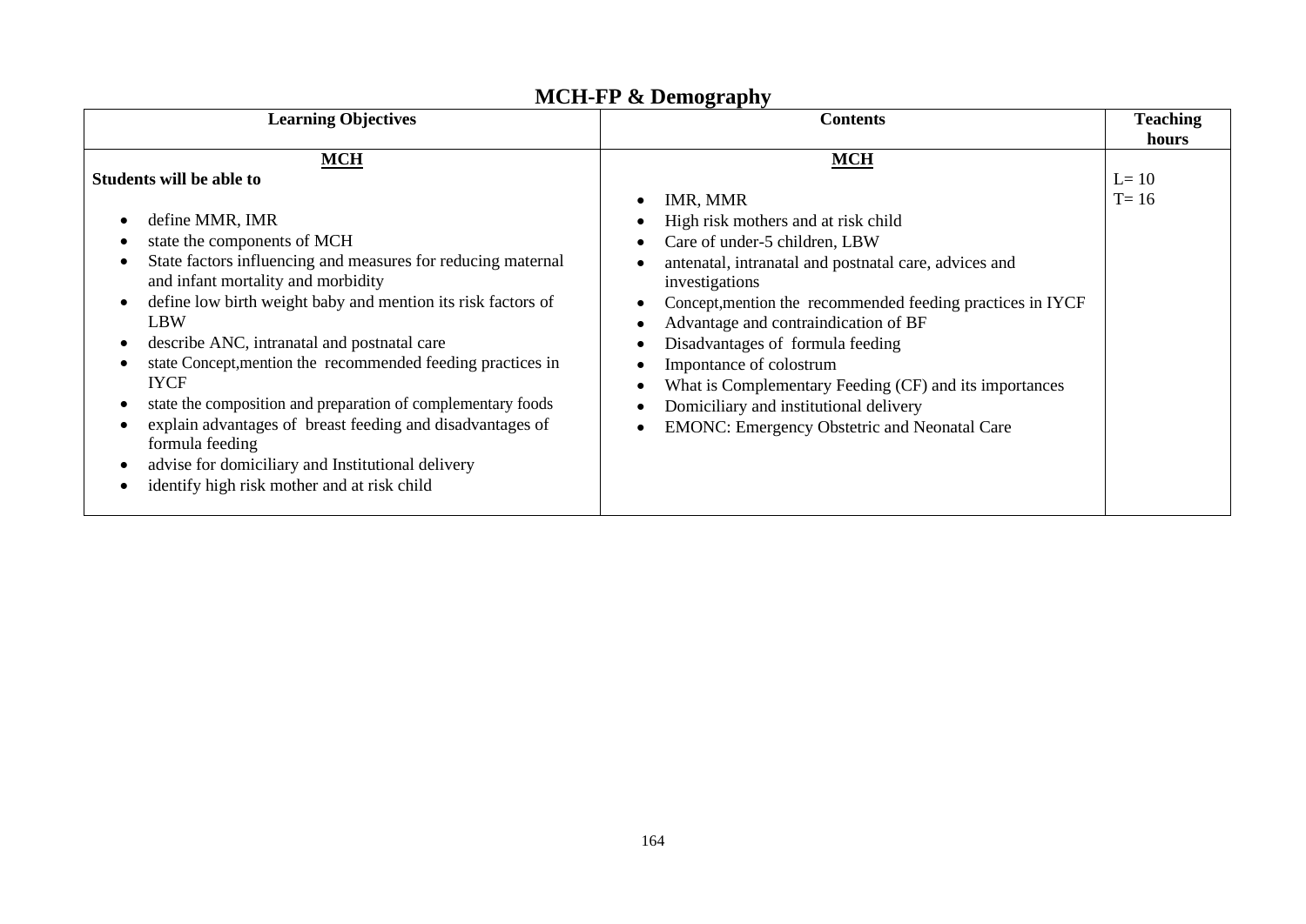# MCH-FP & Demography

| Learning Objectives | Contents | Teaching hours |
|---|---|---|
| **MCH**<br>**Students will be able to**<br>• define MMR, IMR<br>• state the components of MCH<br>• State factors influencing and measures for reducing maternal and infant mortality and morbidity<br>• define low birth weight baby and mention its risk factors of LBW<br>• describe ANC, intranatal and postnatal care<br>• state Concept,mention the recommended feeding practices in IYCF<br>• state the composition and preparation of complementary foods<br>• explain advantages of breast feeding and disadvantages of formula feeding<br>• advise for domiciliary and Institutional delivery<br>• identify high risk mother and at risk child | **MCH**<br>• IMR, MMR<br>• High risk mothers and at risk child<br>• Care of under-5 children, LBW<br>• antenatal, intranatal and postnatal care, advices and investigations<br>• Concept,mention the recommended feeding practices in IYCF<br>• Advantage and contraindication of BF<br>• Disadvantages of formula feeding<br>• Impontance of colostrum<br>• What is Complementary Feeding (CF) and its importances<br>• Domiciliary and institutional delivery<br>• EMONC: Emergency Obstetric and Neonatal Care | L= 10<br>T= 16 |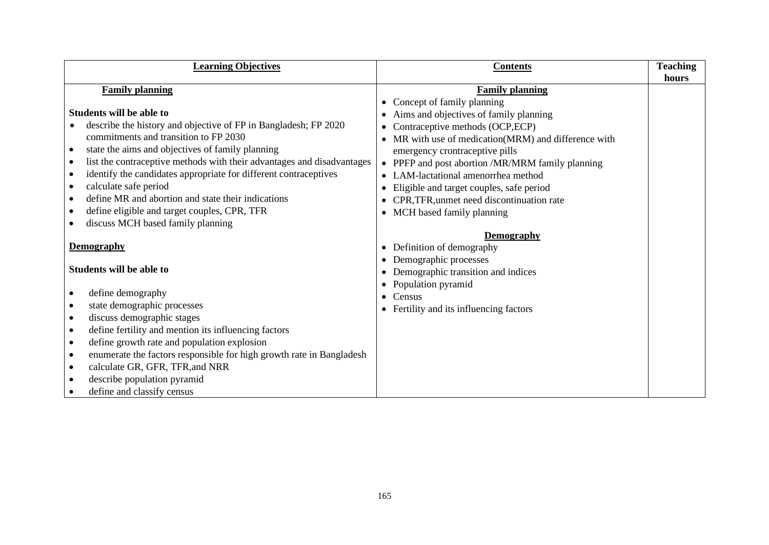| **Learning Objectives** | **Contents** | **Teaching hours** |
|---|---|---|
| **Family planning**<br><br>**Students will be able to**<br>• describe the history and objective of FP in Bangladesh; FP 2020 commitments and transition to FP 2030<br>• state the aims and objectives of family planning<br>• list the contraceptive methods with their advantages and disadvantages<br>• identify the candidates appropriate for different contraceptives<br>• calculate safe period<br>• define MR and abortion and state their indications<br>• define eligible and target couples, CPR, TFR<br>• discuss MCH based family planning<br><br>**Demography**<br><br>**Students will be able to**<br><br>• define demography<br>• state demographic processes<br>• discuss demographic stages<br>• define fertility and mention its influencing factors<br>• define growth rate and population explosion<br>• enumerate the factors responsible for high growth rate in Bangladesh<br>• calculate GR, GFR, TFR,and NRR<br>• describe population pyramid<br>• define and classify census | **Family planning**<br>• Concept of family planning<br>• Aims and objectives of family planning<br>• Contraceptive methods (OCP,ECP)<br>• MR with use of medication(MRM) and difference with emergency crontraceptive pills<br>• PPFP and post abortion /MR/MRM family planning<br>• LAM-lactational amenorrhea method<br>• Eligible and target couples, safe period<br>• CPR,TFR,unmet need discontinuation rate<br>• MCH based family planning<br><br>**Demography**<br>• Definition of demography<br>• Demographic processes<br>• Demographic transition and indices<br>• Population pyramid<br>• Census<br>• Fertility and its influencing factors | |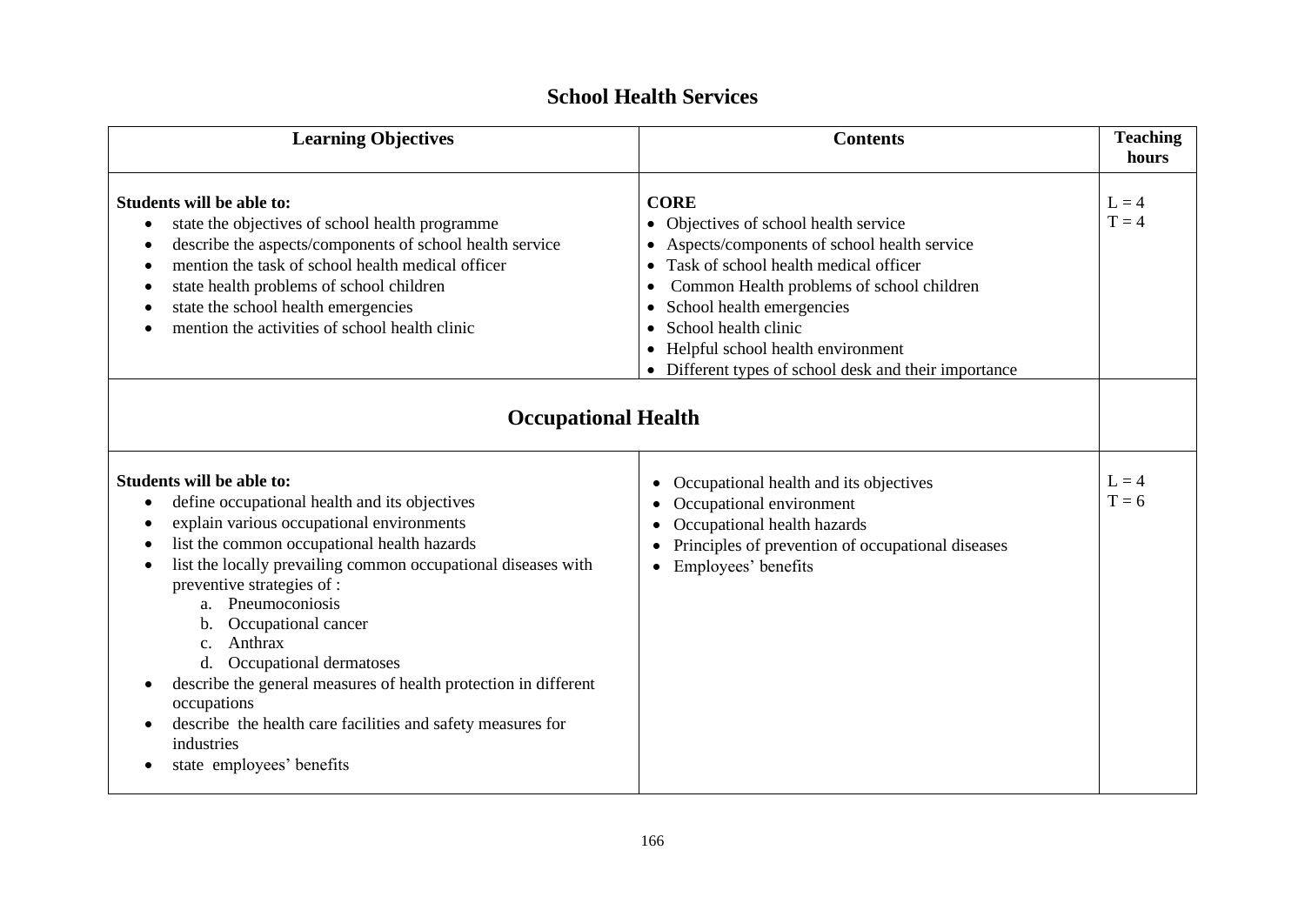## School Health Services

| Learning Objectives | Contents | Teaching hours |
|---|---|---|
| **Students will be able to:**<br>• state the objectives of school health programme<br>• describe the aspects/components of school health service<br>• mention the task of school health medical officer<br>• state health problems of school children<br>• state the school health emergencies<br>• mention the activities of school health clinic | **CORE**<br>• Objectives of school health service<br>• Aspects/components of school health service<br>• Task of school health medical officer<br>• Common Health problems of school children<br>• School health emergencies<br>• School health clinic<br>• Helpful school health environment<br>• Different types of school desk and their importance | L = 4<br>T = 4 |

## Occupational Health

| Learning Objectives | Contents | Teaching hours |
|---|---|---|
| **Students will be able to:**<br>• define occupational health and its objectives<br>• explain various occupational environments<br>• list the common occupational health hazards<br>• list the locally prevailing common occupational diseases with preventive strategies of :<br>&nbsp;&nbsp;a. Pneumoconiosis<br>&nbsp;&nbsp;b. Occupational cancer<br>&nbsp;&nbsp;c. Anthrax<br>&nbsp;&nbsp;d. Occupational dermatoses<br>• describe the general measures of health protection in different occupations<br>• describe the health care facilities and safety measures for industries<br>• state employees' benefits | • Occupational health and its objectives<br>• Occupational environment<br>• Occupational health hazards<br>• Principles of prevention of occupational diseases<br>• Employees' benefits | L = 4<br>T = 6 |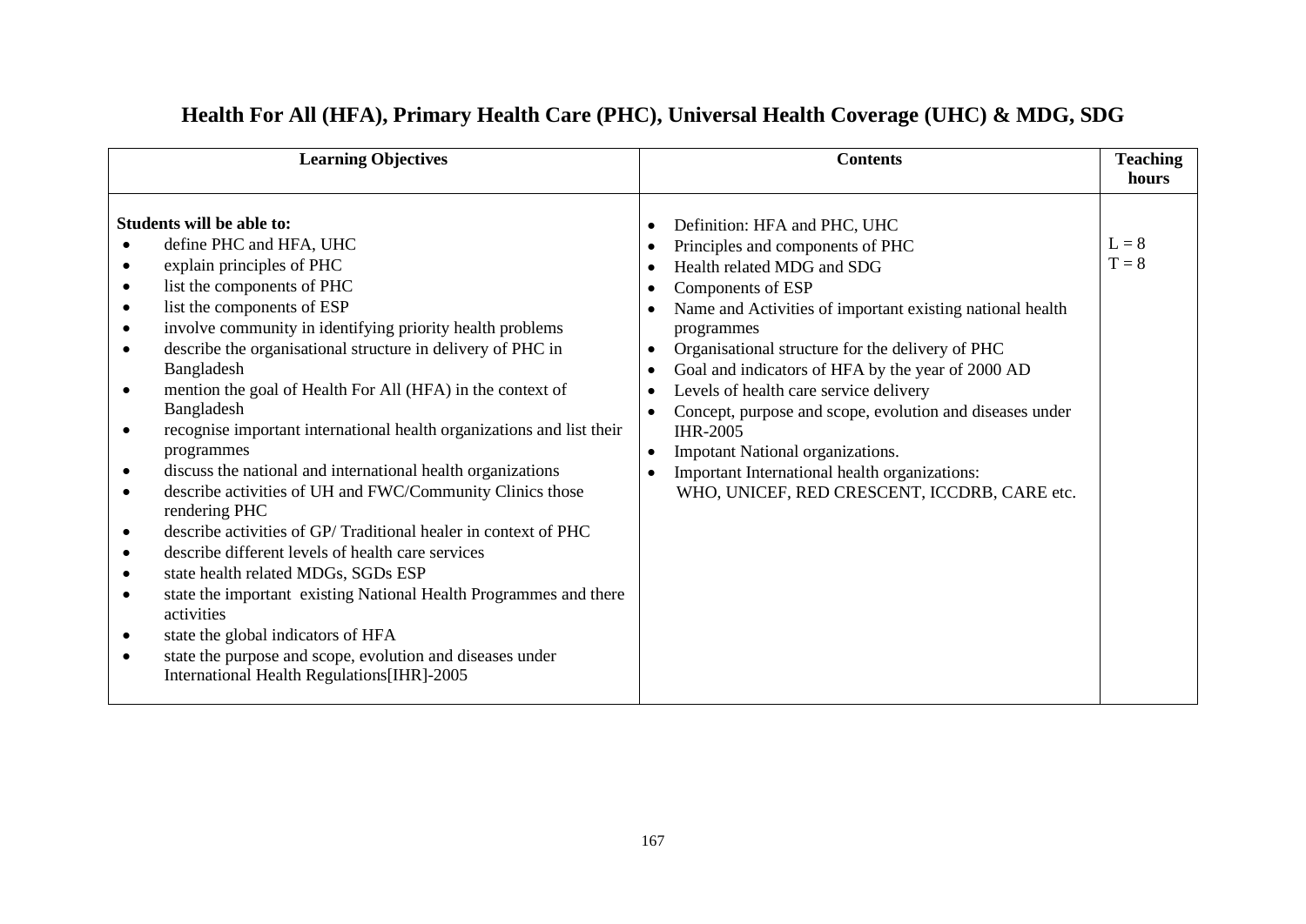# Health For All (HFA), Primary Health Care (PHC), Universal Health Coverage (UHC) & MDG, SDG

| Learning Objectives | Contents | Teaching hours |
|---|---|---|
| **Students will be able to:**<br>• define PHC and HFA, UHC<br>• explain principles of PHC<br>• list the components of PHC<br>• list the components of ESP<br>• involve community in identifying priority health problems<br>• describe the organisational structure in delivery of PHC in Bangladesh<br>• mention the goal of Health For All (HFA) in the context of Bangladesh<br>• recognise important international health organizations and list their programmes<br>• discuss the national and international health organizations<br>• describe activities of UH and FWC/Community Clinics those rendering PHC<br>• describe activities of GP/ Traditional healer in context of PHC<br>• describe different levels of health care services<br>• state health related MDGs, SGDs ESP<br>• state the important existing National Health Programmes and there activities<br>• state the global indicators of HFA<br>• state the purpose and scope, evolution and diseases under International Health Regulations[IHR]-2005 | • Definition: HFA and PHC, UHC<br>• Principles and components of PHC<br>• Health related MDG and SDG<br>• Components of ESP<br>• Name and Activities of important existing national health programmes<br>• Organisational structure for the delivery of PHC<br>• Goal and indicators of HFA by the year of 2000 AD<br>• Levels of health care service delivery<br>• Concept, purpose and scope, evolution and diseases under IHR-2005<br>• Impotant National organizations.<br>• Important International health organizations: WHO, UNICEF, RED CRESCENT, ICCDRB, CARE etc. | L = 8<br>T = 8 |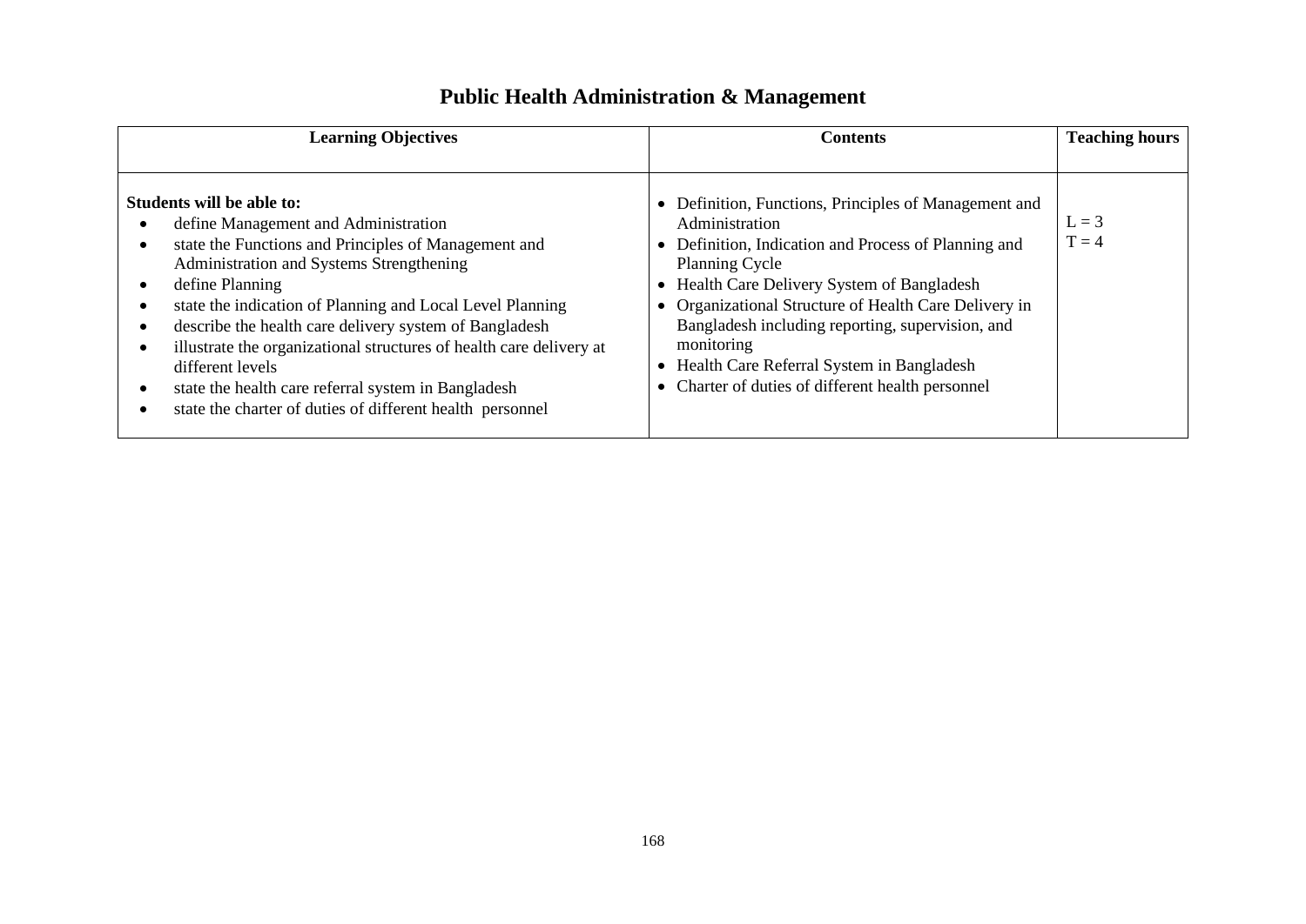# Public Health Administration & Management

| Learning Objectives | Contents | Teaching hours |
|---|---|---|
| **Students will be able to:**<br>• define Management and Administration<br>• state the Functions and Principles of Management and Administration and Systems Strengthening<br>• define Planning<br>• state the indication of Planning and Local Level Planning<br>• describe the health care delivery system of Bangladesh<br>• illustrate the organizational structures of health care delivery at different levels<br>• state the health care referral system in Bangladesh<br>• state the charter of duties of different health personnel | • Definition, Functions, Principles of Management and Administration<br>• Definition, Indication and Process of Planning and Planning Cycle<br>• Health Care Delivery System of Bangladesh<br>• Organizational Structure of Health Care Delivery in Bangladesh including reporting, supervision, and monitoring<br>• Health Care Referral System in Bangladesh<br>• Charter of duties of different health personnel | L = 3<br>T = 4 |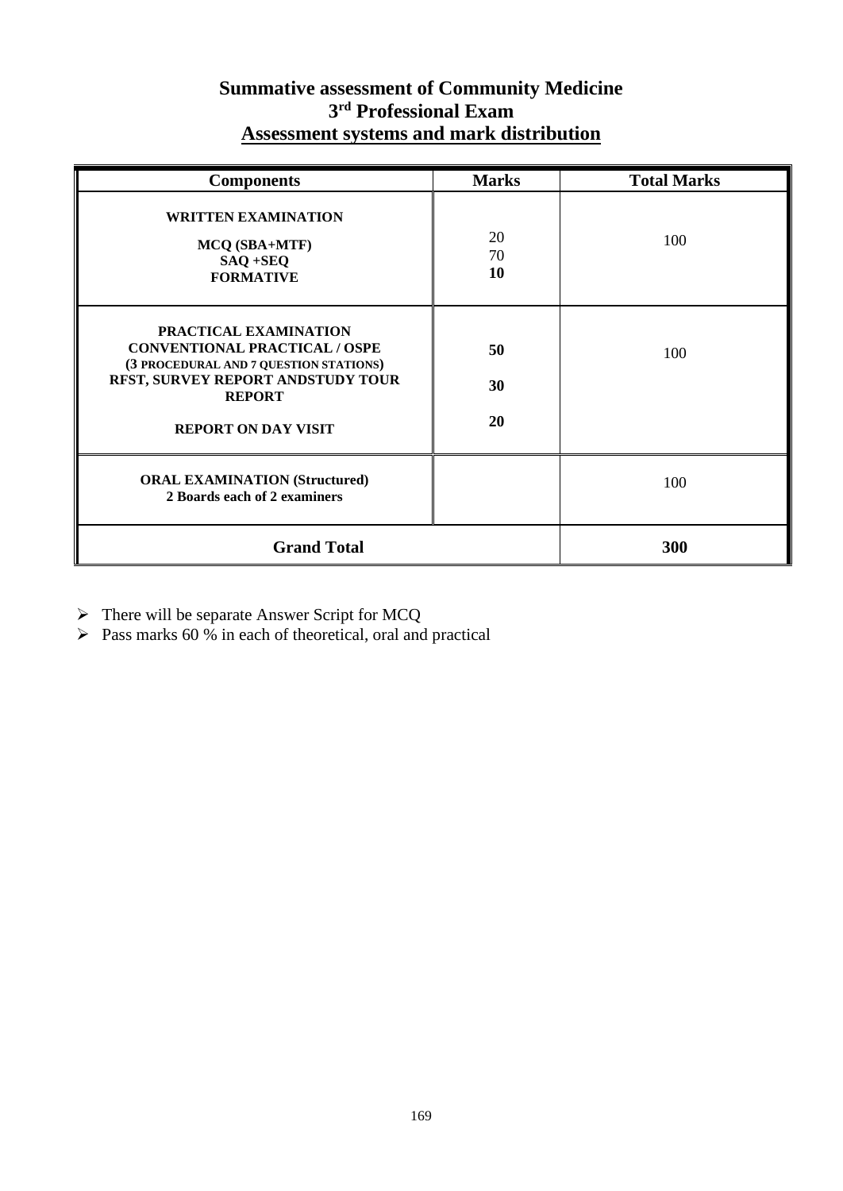# Summative assessment of Community Medicine
## 3rd Professional Exam
## Assessment systems and mark distribution

| Components | Marks | Total Marks |
|---|---|---|
| **WRITTEN EXAMINATION**<br>**MCQ (SBA+MTF)**<br>**SAQ +SEQ**<br>**FORMATIVE** | 20<br>70<br>**10** | 100 |
| **PRACTICAL EXAMINATION**<br>**CONVENTIONAL PRACTICAL / OSPE**<br>**(3 PROCEDURAL AND 7 QUESTION STATIONS)**<br>**RFST, SURVEY REPORT ANDSTUDY TOUR REPORT**<br>**REPORT ON DAY VISIT** | **50**<br>**30**<br>**20** | 100 |
| **ORAL EXAMINATION (Structured)**<br>**2 Boards each of 2 examiners** | | 100 |
| **Grand Total** | | **300** |

- There will be separate Answer Script for MCQ
- Pass marks 60 % in each of theoretical, oral and practical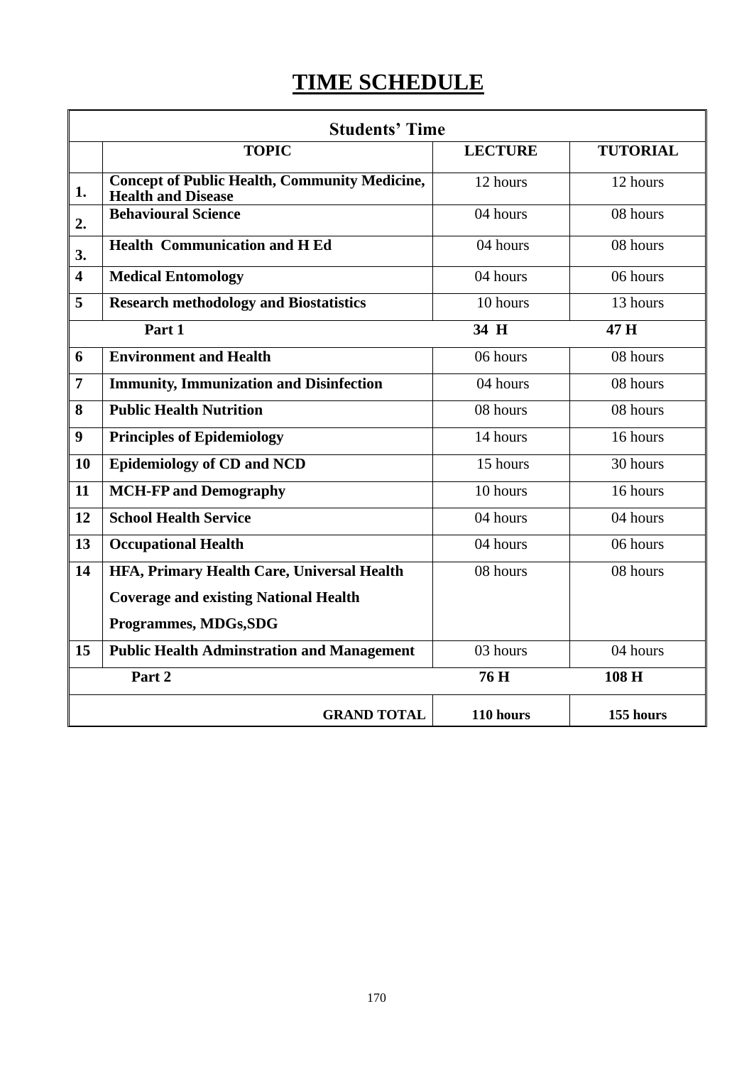# TIME SCHEDULE

| Students' Time | | | |
|---|---|---|---|
| | **TOPIC** | **LECTURE** | **TUTORIAL** |
| **1.** | **Concept of Public Health, Community Medicine, Health and Disease** | 12 hours | 12 hours |
| **2.** | **Behavioural Science** | 04 hours | 08 hours |
| **3.** | **Health Communication and H Ed** | 04 hours | 08 hours |
| **4** | **Medical Entomology** | 04 hours | 06 hours |
| **5** | **Research methodology and Biostatistics** | 10 hours | 13 hours |
| | **Part 1** | **34 H** | **47 H** |
| **6** | **Environment and Health** | 06 hours | 08 hours |
| **7** | **Immunity, Immunization and Disinfection** | 04 hours | 08 hours |
| **8** | **Public Health Nutrition** | 08 hours | 08 hours |
| **9** | **Principles of Epidemiology** | 14 hours | 16 hours |
| **10** | **Epidemiology of CD and NCD** | 15 hours | 30 hours |
| **11** | **MCH-FP and Demography** | 10 hours | 16 hours |
| **12** | **School Health Service** | 04 hours | 04 hours |
| **13** | **Occupational Health** | 04 hours | 06 hours |
| **14** | **HFA, Primary Health Care, Universal Health Coverage and existing National Health Programmes, MDGs,SDG** | 08 hours | 08 hours |
| **15** | **Public Health Adminstration and Management** | 03 hours | 04 hours |
| | **Part 2** | **76 H** | **108 H** |
| | **GRAND TOTAL** | **110 hours** | **155 hours** |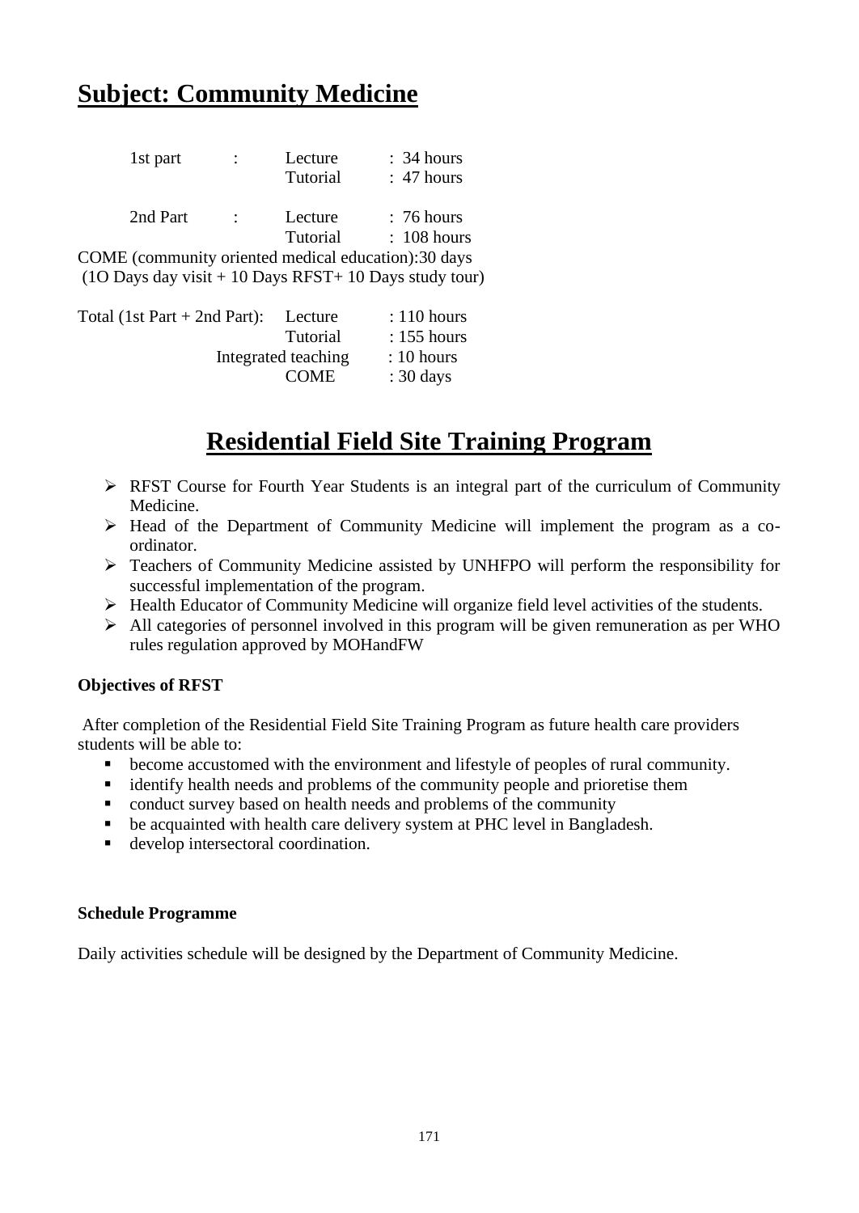# Subject: Community Medicine

| | | | |
|---|---|---|---|
| 1st part | : | Lecture | : 34 hours |
| | | Tutorial | : 47 hours |
| 2nd Part | : | Lecture | : 76 hours |
| | | Tutorial | : 108 hours |

COME (community oriented medical education):30 days
(1O Days day visit + 10 Days RFST+ 10 Days study tour)

| | | |
|---|---|---|
| Total (1st Part + 2nd Part): | Lecture | : 110 hours |
| | Tutorial | : 155 hours |
| | Integrated teaching | : 10 hours |
| | COME | : 30 days |

## Residential Field Site Training Program

- RFST Course for Fourth Year Students is an integral part of the curriculum of Community Medicine.
- Head of the Department of Community Medicine will implement the program as a co-ordinator.
- Teachers of Community Medicine assisted by UNHFPO will perform the responsibility for successful implementation of the program.
- Health Educator of Community Medicine will organize field level activities of the students.
- All categories of personnel involved in this program will be given remuneration as per WHO rules regulation approved by MOHandFW

**Objectives of RFST**

After completion of the Residential Field Site Training Program as future health care providers students will be able to:

- become accustomed with the environment and lifestyle of peoples of rural community.
- identify health needs and problems of the community people and prioretise them
- conduct survey based on health needs and problems of the community
- be acquainted with health care delivery system at PHC level in Bangladesh.
- develop intersectoral coordination.

**Schedule Programme**

Daily activities schedule will be designed by the Department of Community Medicine.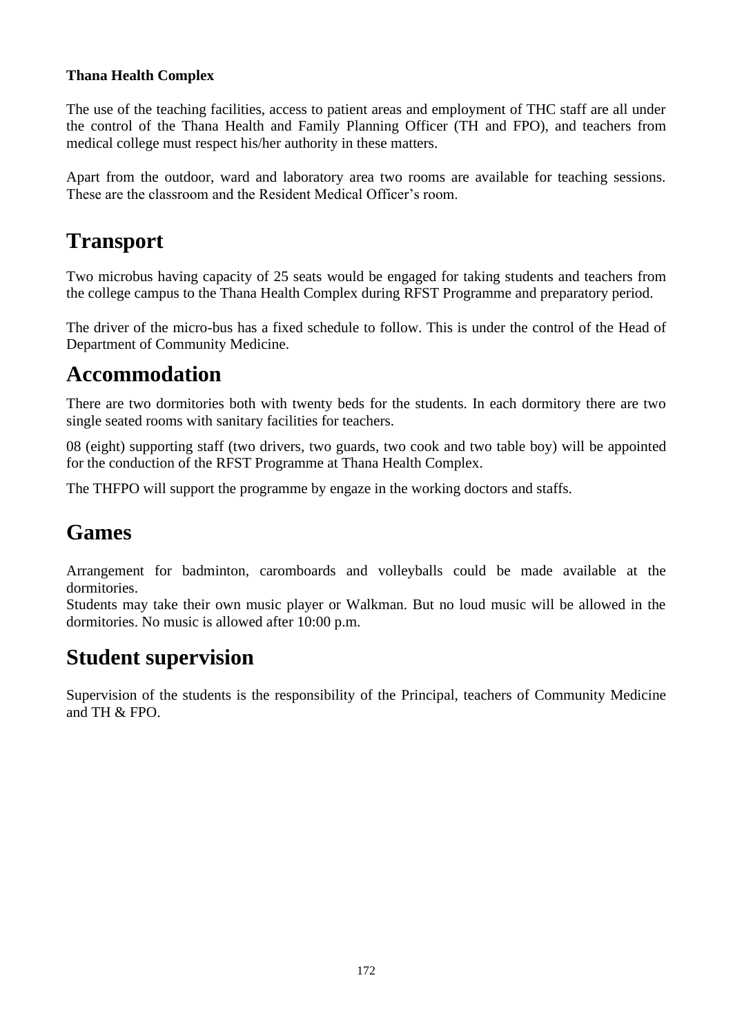**Thana Health Complex**

The use of the teaching facilities, access to patient areas and employment of THC staff are all under the control of the Thana Health and Family Planning Officer (TH and FPO), and teachers from medical college must respect his/her authority in these matters.

Apart from the outdoor, ward and laboratory area two rooms are available for teaching sessions. These are the classroom and the Resident Medical Officer's room.

# Transport

Two microbus having capacity of 25 seats would be engaged for taking students and teachers from the college campus to the Thana Health Complex during RFST Programme and preparatory period.

The driver of the micro-bus has a fixed schedule to follow. This is under the control of the Head of Department of Community Medicine.

# Accommodation

There are two dormitories both with twenty beds for the students. In each dormitory there are two single seated rooms with sanitary facilities for teachers.

08 (eight) supporting staff (two drivers, two guards, two cook and two table boy) will be appointed for the conduction of the RFST Programme at Thana Health Complex.

The THFPO will support the programme by engaze in the working doctors and staffs.

# Games

Arrangement for badminton, caromboards and volleyballs could be made available at the dormitories.
Students may take their own music player or Walkman. But no loud music will be allowed in the dormitories. No music is allowed after 10:00 p.m.

# Student supervision

Supervision of the students is the responsibility of the Principal, teachers of Community Medicine and TH & FPO.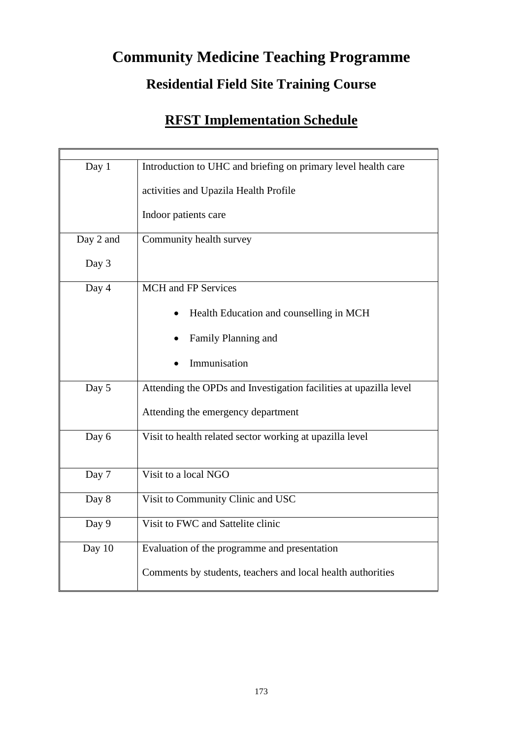# Community Medicine Teaching Programme

## Residential Field Site Training Course

## RFST Implementation Schedule

| | |
|---|---|
| Day 1 | Introduction to UHC and briefing on primary level health care activities and Upazila Health Profile<br>Indoor patients care |
| Day 2 and Day 3 | Community health survey |
| Day 4 | MCH and FP Services<br>• Health Education and counselling in MCH<br>• Family Planning and<br>• Immunisation |
| Day 5 | Attending the OPDs and Investigation facilities at upazilla level<br>Attending the emergency department |
| Day 6 | Visit to health related sector working at upazilla level |
| Day 7 | Visit to a local NGO |
| Day 8 | Visit to Community Clinic and USC |
| Day 9 | Visit to FWC and Sattelite clinic |
| Day 10 | Evaluation of the programme and presentation<br>Comments by students, teachers and local health authorities |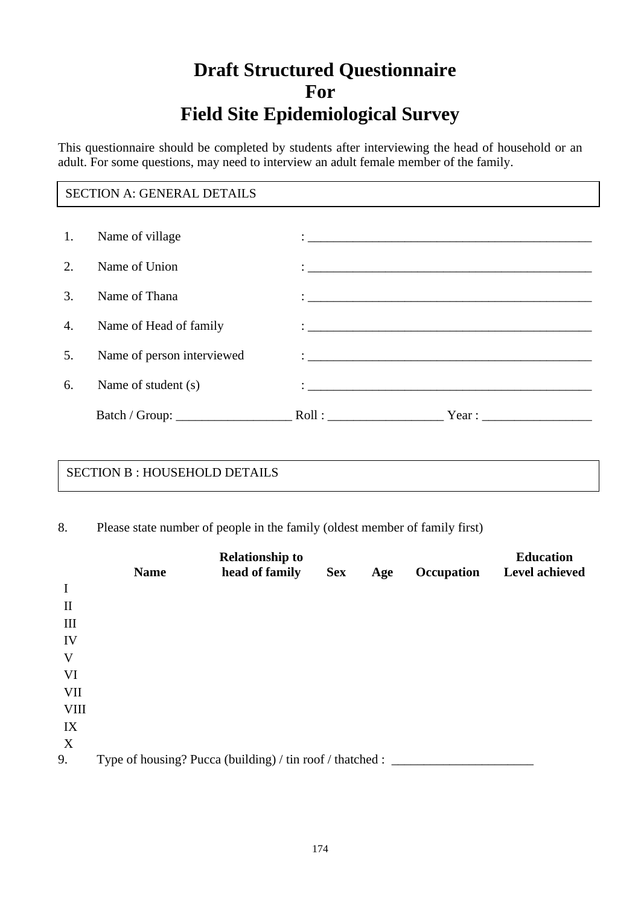# Draft Structured Questionnaire
# For
# Field Site Epidemiological Survey

This questionnaire should be completed by students after interviewing the head of household or an adult. For some questions, may need to interview an adult female member of the family.

## SECTION A: GENERAL DETAILS

1. Name of village : ______________________________________________
2. Name of Union : ______________________________________________
3. Name of Thana : ______________________________________________
4. Name of Head of family : ______________________________________________
5. Name of person interviewed : ______________________________________________
6. Name of student (s) : ______________________________________________

Batch / Group: __________________ Roll : __________________ Year : _________________

## SECTION B : HOUSEHOLD DETAILS

8. Please state number of people in the family (oldest member of family first)

| | Name | Relationship to head of family | Sex | Age | Occupation | Education Level achieved |
|---|---|---|---|---|---|---|
| I | | | | | | |
| II | | | | | | |
| III | | | | | | |
| IV | | | | | | |
| V | | | | | | |
| VI | | | | | | |
| VII | | | | | | |
| VIII | | | | | | |
| IX | | | | | | |
| X | | | | | | |

9. Type of housing? Pucca (building) / tin roof / thatched : ______________________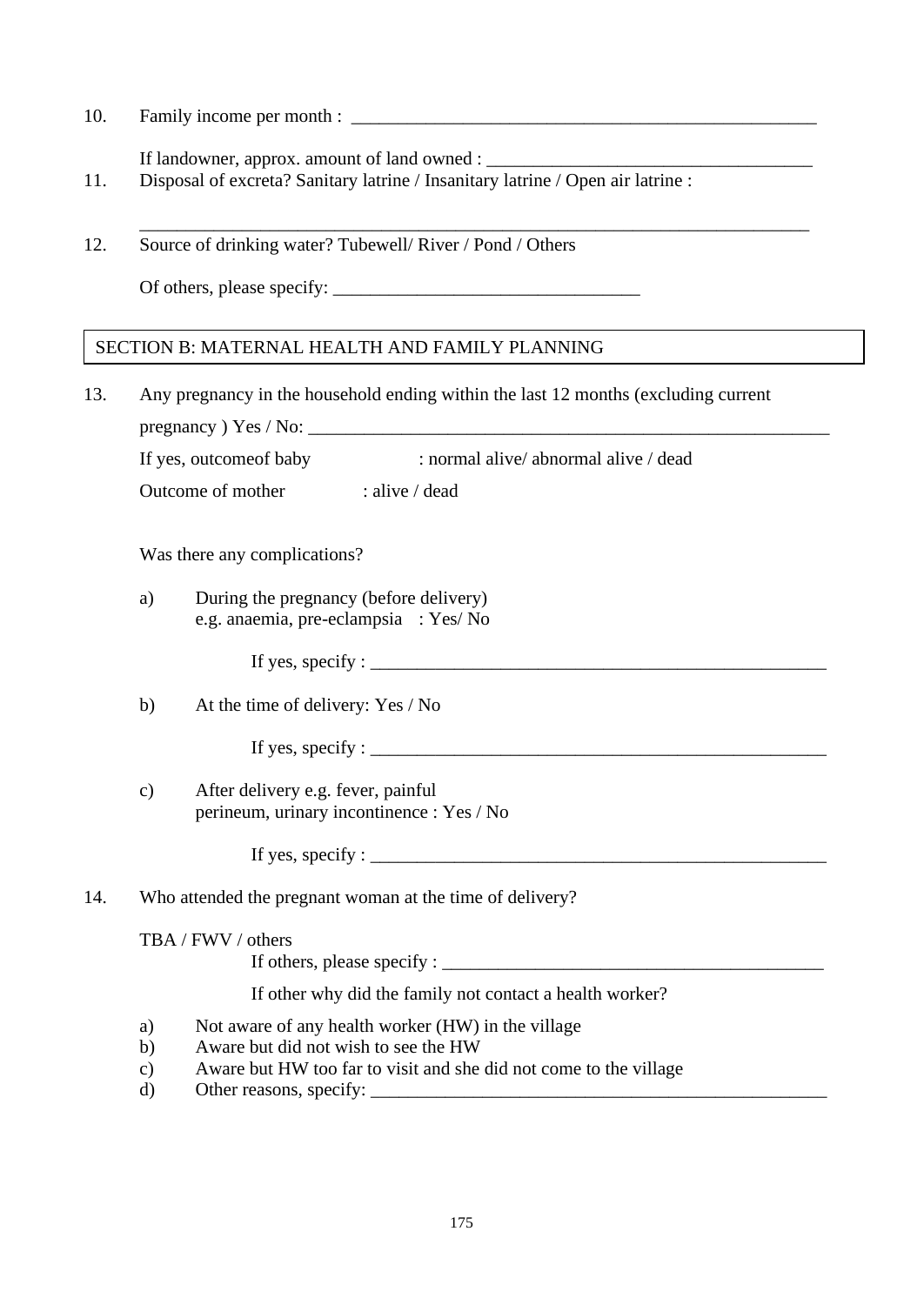10. Family income per month : ___________________________________________________

    If landowner, approx. amount of land owned : ___________________________________

11. Disposal of excreta? Sanitary latrine / Insanitary latrine / Open air latrine :

    ________________________________________________________________________

12. Source of drinking water? Tubewell/ River / Pond / Others

    Of others, please specify: ________________________________

## SECTION B: MATERNAL HEALTH AND FAMILY PLANNING

13. Any pregnancy in the household ending within the last 12 months (excluding current pregnancy ) Yes / No: _______________________________________________________

    If yes, outcomeof baby : normal alive/ abnormal alive / dead

    Outcome of mother : alive / dead

    Was there any complications?

    a) During the pregnancy (before delivery)
       e.g. anaemia, pre-eclampsia : Yes/ No

       If yes, specify : ________________________________________________

    b) At the time of delivery: Yes / No

       If yes, specify : ________________________________________________

    c) After delivery e.g. fever, painful
       perineum, urinary incontinence : Yes / No

       If yes, specify : ________________________________________________

14. Who attended the pregnant woman at the time of delivery?

    TBA / FWV / others

    If others, please specify : ________________________________________

    If other why did the family not contact a health worker?

    a) Not aware of any health worker (HW) in the village
    b) Aware but did not wish to see the HW
    c) Aware but HW too far to visit and she did not come to the village
    d) Other reasons, specify: ________________________________________________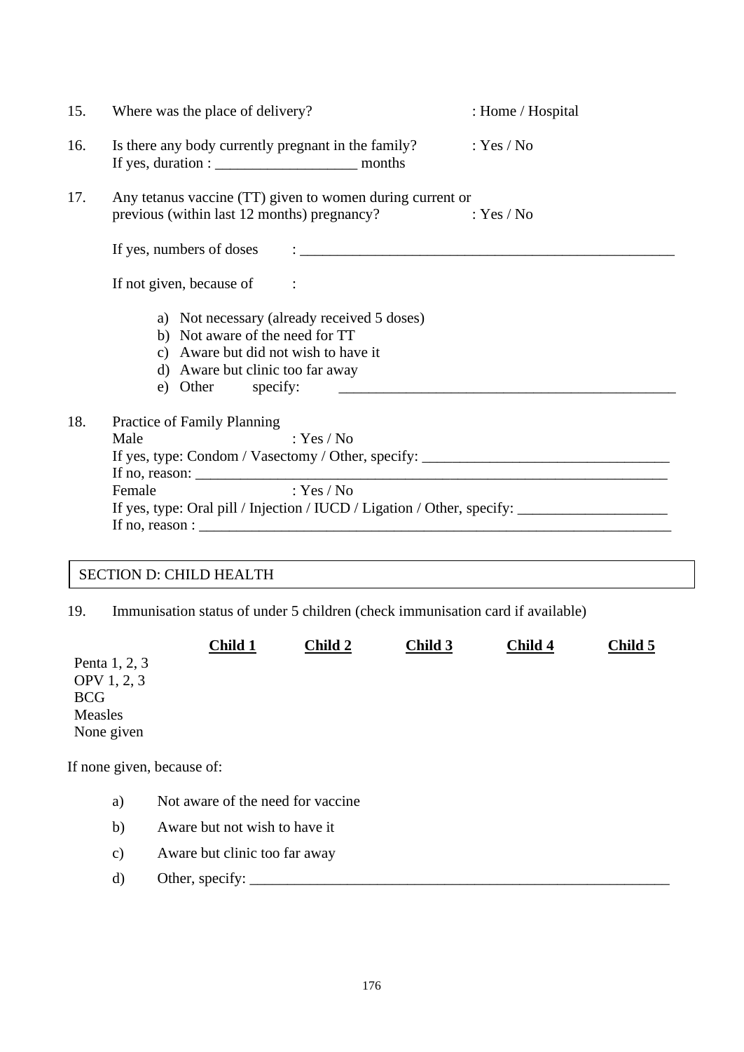15. Where was the place of delivery? : Home / Hospital

16. Is there any body currently pregnant in the family? : Yes / No
    If yes, duration : ___________________ months

17. Any tetanus vaccine (TT) given to women during current or previous (within last 12 months) pregnancy? : Yes / No

    If yes, numbers of doses : _____________________________________________________

    If not given, because of :

    a) Not necessary (already received 5 doses)
    b) Not aware of the need for TT
    c) Aware but did not wish to have it
    d) Aware but clinic too far away
    e) Other specify: _______________________________________________

18. Practice of Family Planning
    Male : Yes / No
    If yes, type: Condom / Vasectomy / Other, specify: _________________________________
    If no, reason: ___________________________________________________________________
    Female : Yes / No
    If yes, type: Oral pill / Injection / IUCD / Ligation / Other, specify: ____________________
    If no, reason : ___________________________________________________________________

## SECTION D: CHILD HEALTH

19. Immunisation status of under 5 children (check immunisation card if available)

| | **Child 1** | **Child 2** | **Child 3** | **Child 4** | **Child 5** |
|---|---|---|---|---|---|
| Penta 1, 2, 3 | | | | | |
| OPV 1, 2, 3 | | | | | |
| BCG | | | | | |
| Measles | | | | | |
| None given | | | | | |

If none given, because of:

a) Not aware of the need for vaccine
b) Aware but not wish to have it
c) Aware but clinic too far away
d) Other, specify: ___________________________________________________________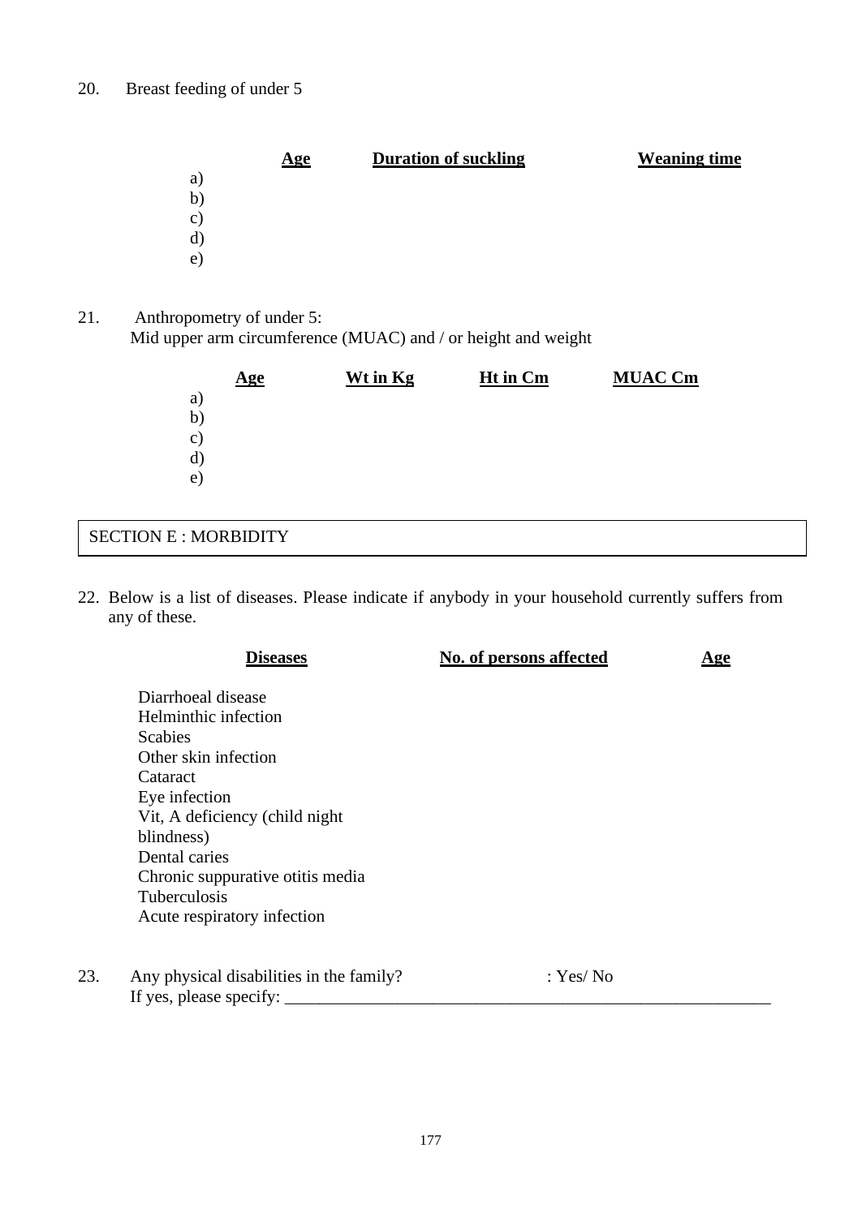20. Breast feeding of under 5

| | Age | Duration of suckling | Weaning time |
|---|---|---|---|
| a) | | | |
| b) | | | |
| c) | | | |
| d) | | | |
| e) | | | |

21. Anthropometry of under 5:
Mid upper arm circumference (MUAC) and / or height and weight

| | Age | Wt in Kg | Ht in Cm | MUAC Cm |
|---|---|---|---|---|
| a) | | | | |
| b) | | | | |
| c) | | | | |
| d) | | | | |
| e) | | | | |

## SECTION E : MORBIDITY

22. Below is a list of diseases. Please indicate if anybody in your household currently suffers from any of these.

| Diseases | No. of persons affected | Age |
|---|---|---|
| Diarrhoeal disease | | |
| Helminthic infection | | |
| Scabies | | |
| Other skin infection | | |
| Cataract | | |
| Eye infection | | |
| Vit, A deficiency (child night blindness) | | |
| Dental caries | | |
| Chronic suppurative otitis media | | |
| Tuberculosis | | |
| Acute respiratory infection | | |

23. Any physical disabilities in the family? : Yes/ No
If yes, please specify: ____________________________________________________________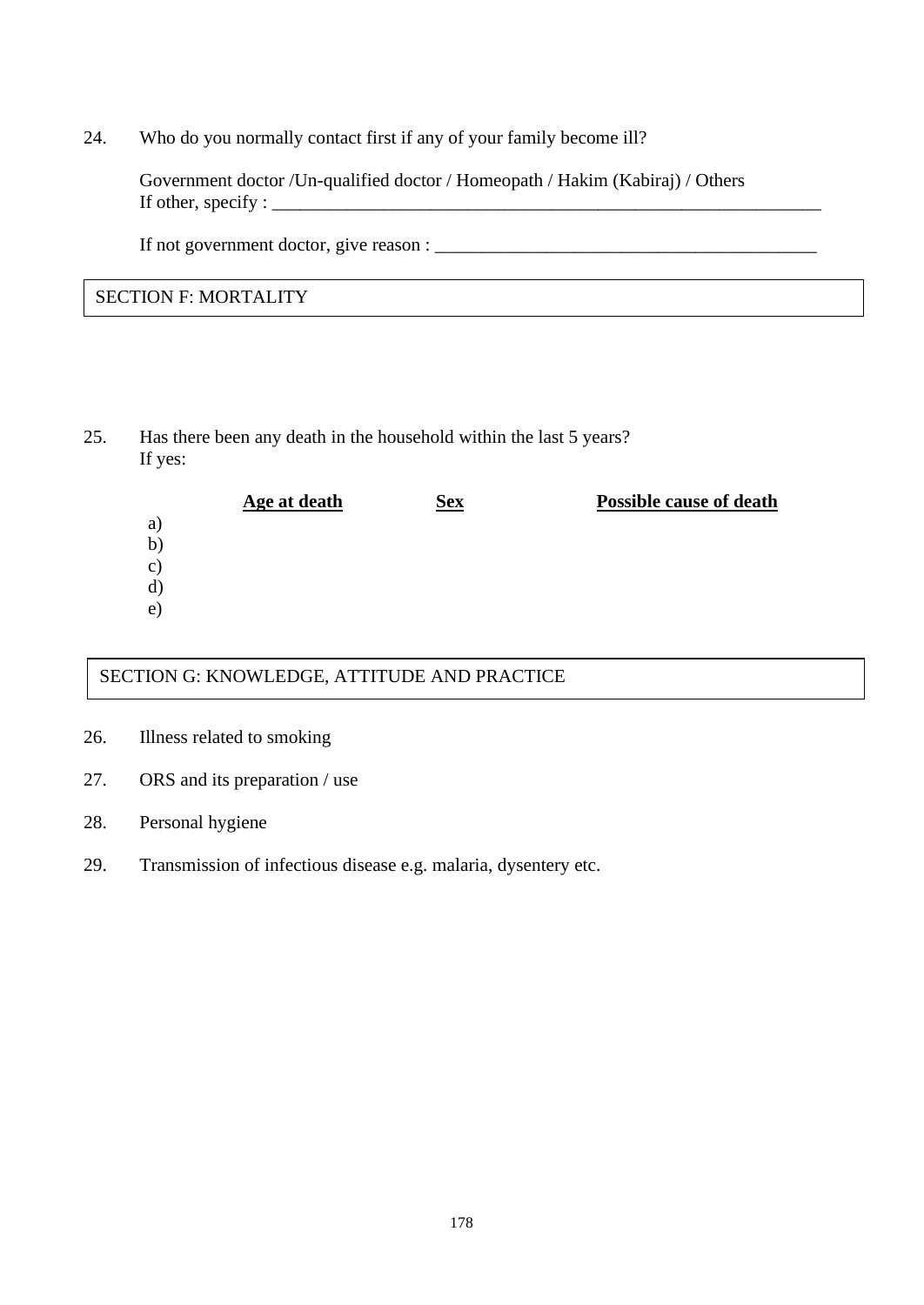24. Who do you normally contact first if any of your family become ill?

    Government doctor /Un-qualified doctor / Homeopath / Hakim (Kabiraj) / Others
    If other, specify : ___________________________________________________________

    If not government doctor, give reason : ________________________________________

## SECTION F: MORTALITY

25. Has there been any death in the household within the last 5 years?
    If yes:

| | Age at death | Sex | Possible cause of death |
|---|---|---|---|
| a) | | | |
| b) | | | |
| c) | | | |
| d) | | | |
| e) | | | |

## SECTION G: KNOWLEDGE, ATTITUDE AND PRACTICE

26. Illness related to smoking

27. ORS and its preparation / use

28. Personal hygiene

29. Transmission of infectious disease e.g. malaria, dysentery etc.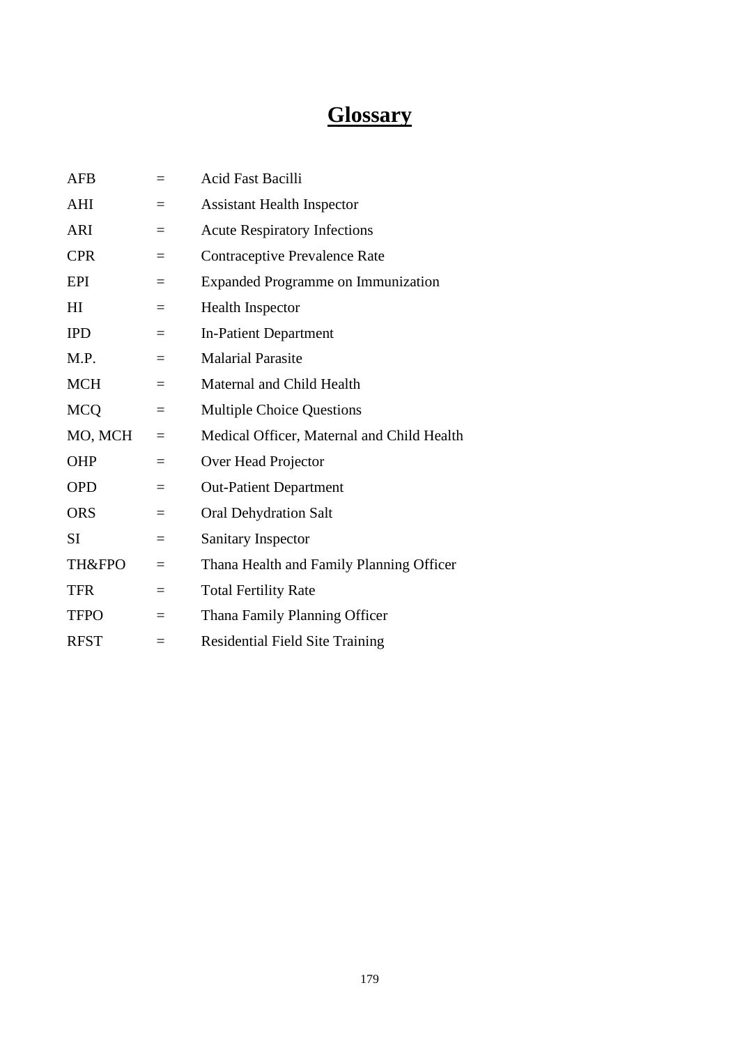# Glossary

| | | |
|---|---|---|
| AFB | = | Acid Fast Bacilli |
| AHI | = | Assistant Health Inspector |
| ARI | = | Acute Respiratory Infections |
| CPR | = | Contraceptive Prevalence Rate |
| EPI | = | Expanded Programme on Immunization |
| HI | = | Health Inspector |
| IPD | = | In-Patient Department |
| M.P. | = | Malarial Parasite |
| MCH | = | Maternal and Child Health |
| MCQ | = | Multiple Choice Questions |
| MO, MCH | = | Medical Officer, Maternal and Child Health |
| OHP | = | Over Head Projector |
| OPD | = | Out-Patient Department |
| ORS | = | Oral Dehydration Salt |
| SI | = | Sanitary Inspector |
| TH&FPO | = | Thana Health and Family Planning Officer |
| TFR | = | Total Fertility Rate |
| TFPO | = | Thana Family Planning Officer |
| RFST | = | Residential Field Site Training |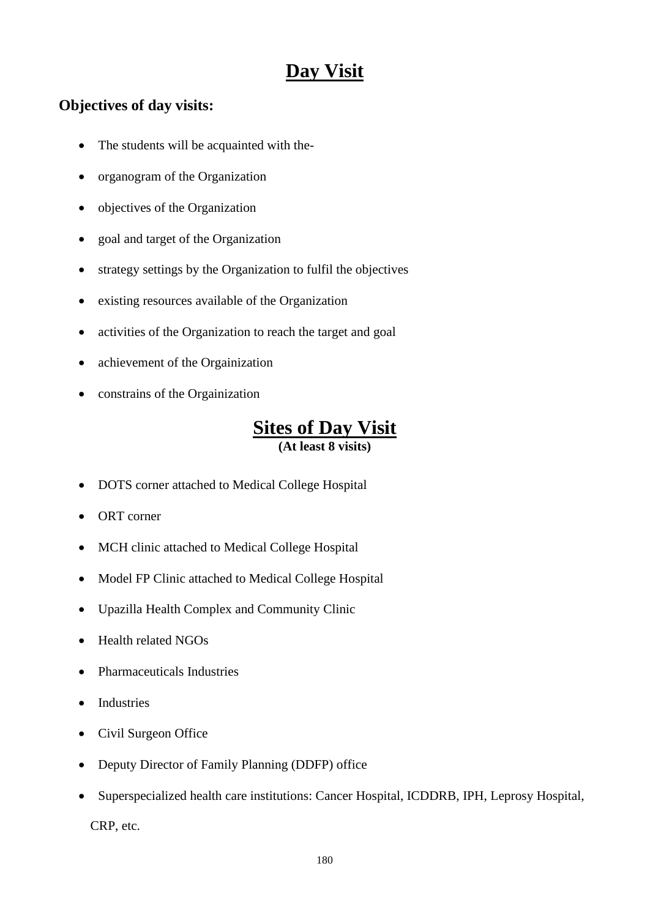# Day Visit

**Objectives of day visits:**

- The students will be acquainted with the-
- organogram of the Organization
- objectives of the Organization
- goal and target of the Organization
- strategy settings by the Organization to fulfil the objectives
- existing resources available of the Organization
- activities of the Organization to reach the target and goal
- achievement of the Orgainization
- constrains of the Orgainization

## Sites of Day Visit

**(At least 8 visits)**

- DOTS corner attached to Medical College Hospital
- ORT corner
- MCH clinic attached to Medical College Hospital
- Model FP Clinic attached to Medical College Hospital
- Upazilla Health Complex and Community Clinic
- Health related NGOs
- Pharmaceuticals Industries
- Industries
- Civil Surgeon Office
- Deputy Director of Family Planning (DDFP) office
- Superspecialized health care institutions: Cancer Hospital, ICDDRB, IPH, Leprosy Hospital, CRP, etc.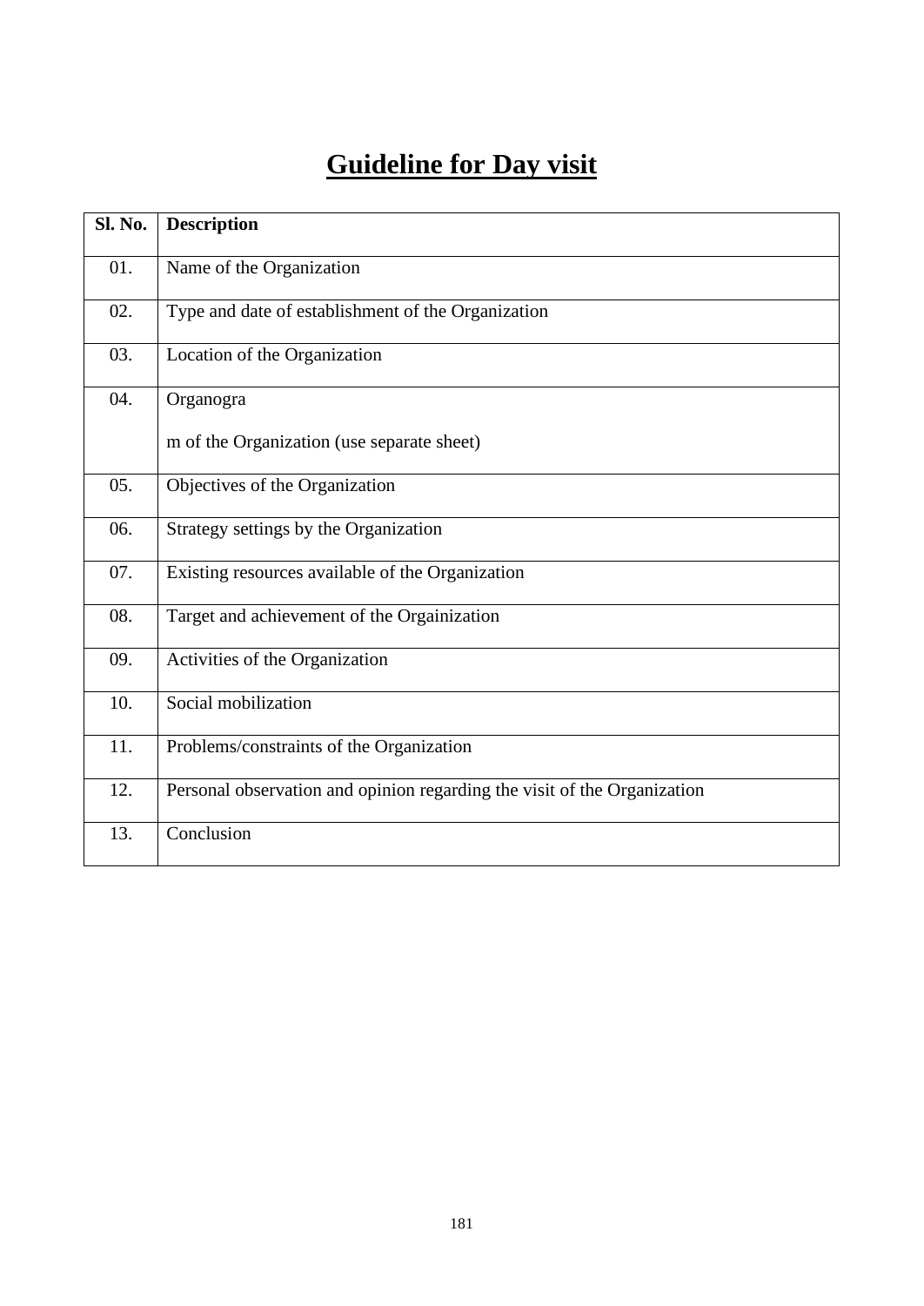# Guideline for Day visit

| Sl. No. | Description |
|---|---|
| 01. | Name of the Organization |
| 02. | Type and date of establishment of the Organization |
| 03. | Location of the Organization |
| 04. | Organogra<br><br>m of the Organization (use separate sheet) |
| 05. | Objectives of the Organization |
| 06. | Strategy settings by the Organization |
| 07. | Existing resources available of the Organization |
| 08. | Target and achievement of the Orgainization |
| 09. | Activities of the Organization |
| 10. | Social mobilization |
| 11. | Problems/constraints of the Organization |
| 12. | Personal observation and opinion regarding the visit of the Organization |
| 13. | Conclusion |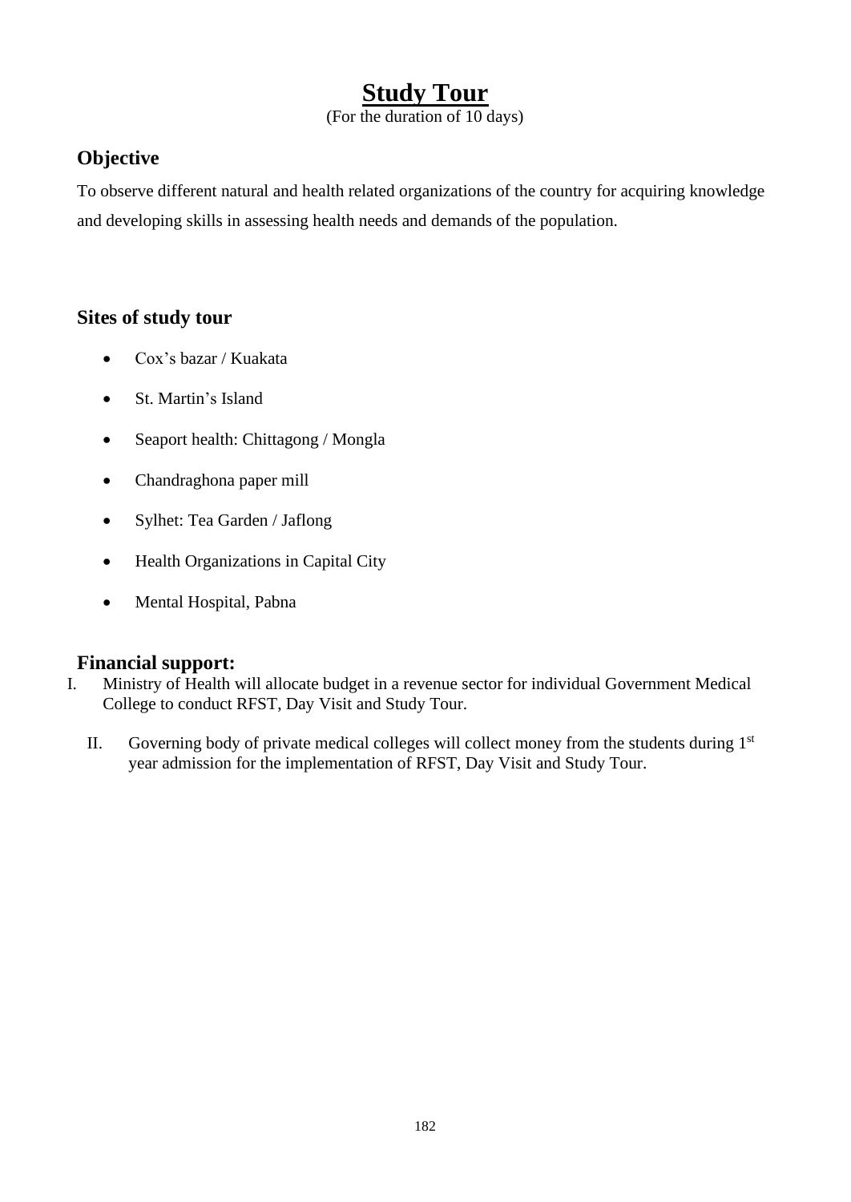# Study Tour

(For the duration of 10 days)

## Objective

To observe different natural and health related organizations of the country for acquiring knowledge and developing skills in assessing health needs and demands of the population.

## Sites of study tour

- Cox's bazar / Kuakata
- St. Martin's Island
- Seaport health: Chittagong / Mongla
- Chandraghona paper mill
- Sylhet: Tea Garden / Jaflong
- Health Organizations in Capital City
- Mental Hospital, Pabna

## Financial support:

I. Ministry of Health will allocate budget in a revenue sector for individual Government Medical College to conduct RFST, Day Visit and Study Tour.

II. Governing body of private medical colleges will collect money from the students during 1st year admission for the implementation of RFST, Day Visit and Study Tour.